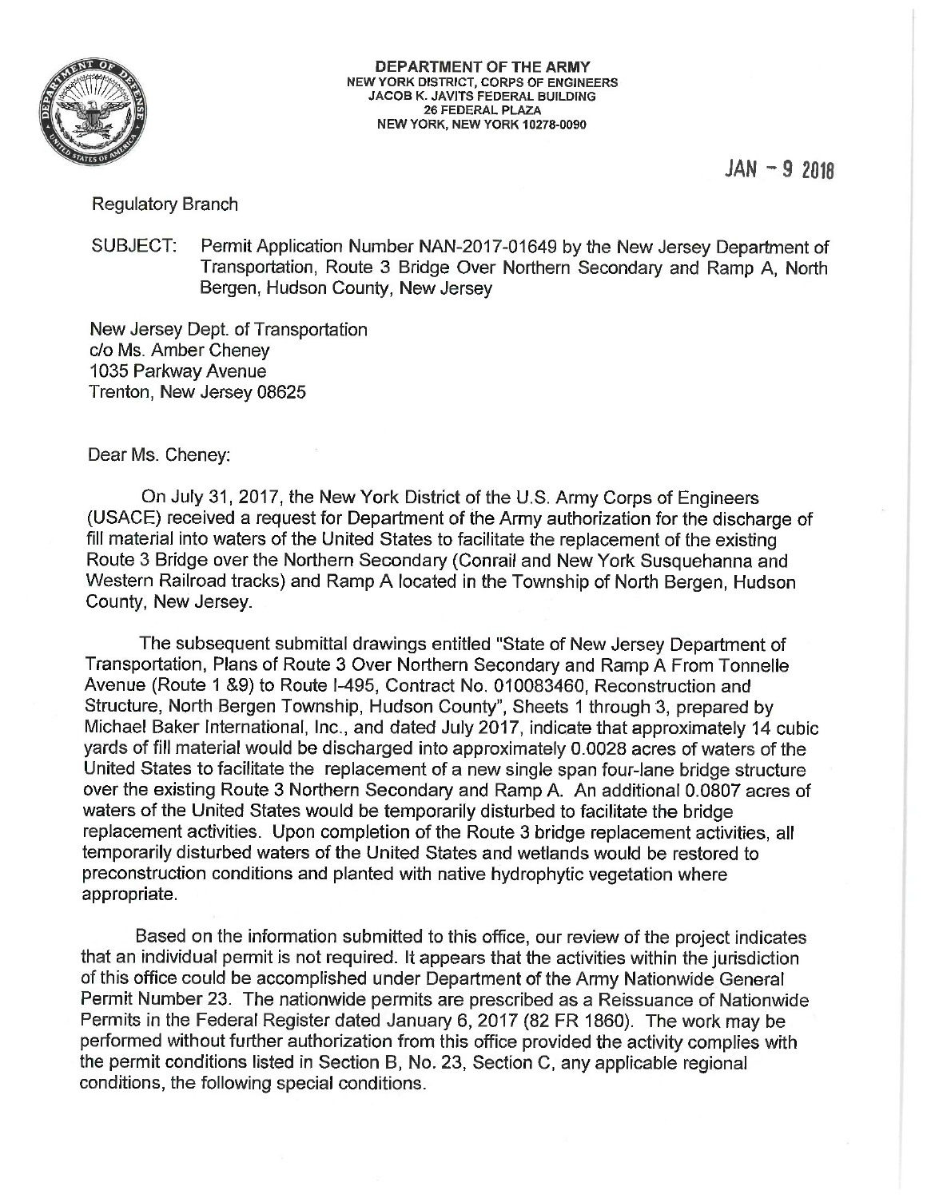**DEPARTMENT OF THE ARMY**
**NEW YORK DISTRICT, CORPS OF ENGINEERS**
**JACOB K. JAVITS FEDERAL BUILDING**
**26 FEDERAL PLAZA**
**NEW YORK, NEW YORK 10278-0090**

JAN - 9 2018

Regulatory Branch

SUBJECT: Permit Application Number NAN-2017-01649 by the New Jersey Department of Transportation, Route 3 Bridge Over Northern Secondary and Ramp A, North Bergen, Hudson County, New Jersey

New Jersey Dept. of Transportation
c/o Ms. Amber Cheney
1035 Parkway Avenue
Trenton, New Jersey 08625

Dear Ms. Cheney:

On July 31, 2017, the New York District of the U.S. Army Corps of Engineers (USACE) received a request for Department of the Army authorization for the discharge of fill material into waters of the United States to facilitate the replacement of the existing Route 3 Bridge over the Northern Secondary (Conrail and New York Susquehanna and Western Railroad tracks) and Ramp A located in the Township of North Bergen, Hudson County, New Jersey.

The subsequent submittal drawings entitled "State of New Jersey Department of Transportation, Plans of Route 3 Over Northern Secondary and Ramp A From Tonnelle Avenue (Route 1 &9) to Route I-495, Contract No. 010083460, Reconstruction and Structure, North Bergen Township, Hudson County", Sheets 1 through 3, prepared by Michael Baker International, Inc., and dated July 2017, indicate that approximately 14 cubic yards of fill material would be discharged into approximately 0.0028 acres of waters of the United States to facilitate the replacement of a new single span four-lane bridge structure over the existing Route 3 Northern Secondary and Ramp A. An additional 0.0807 acres of waters of the United States would be temporarily disturbed to facilitate the bridge replacement activities. Upon completion of the Route 3 bridge replacement activities, all temporarily disturbed waters of the United States and wetlands would be restored to preconstruction conditions and planted with native hydrophytic vegetation where appropriate.

Based on the information submitted to this office, our review of the project indicates that an individual permit is not required. It appears that the activities within the jurisdiction of this office could be accomplished under Department of the Army Nationwide General Permit Number 23. The nationwide permits are prescribed as a Reissuance of Nationwide Permits in the Federal Register dated January 6, 2017 (82 FR 1860). The work may be performed without further authorization from this office provided the activity complies with the permit conditions listed in Section B, No. 23, Section C, any applicable regional conditions, the following special conditions.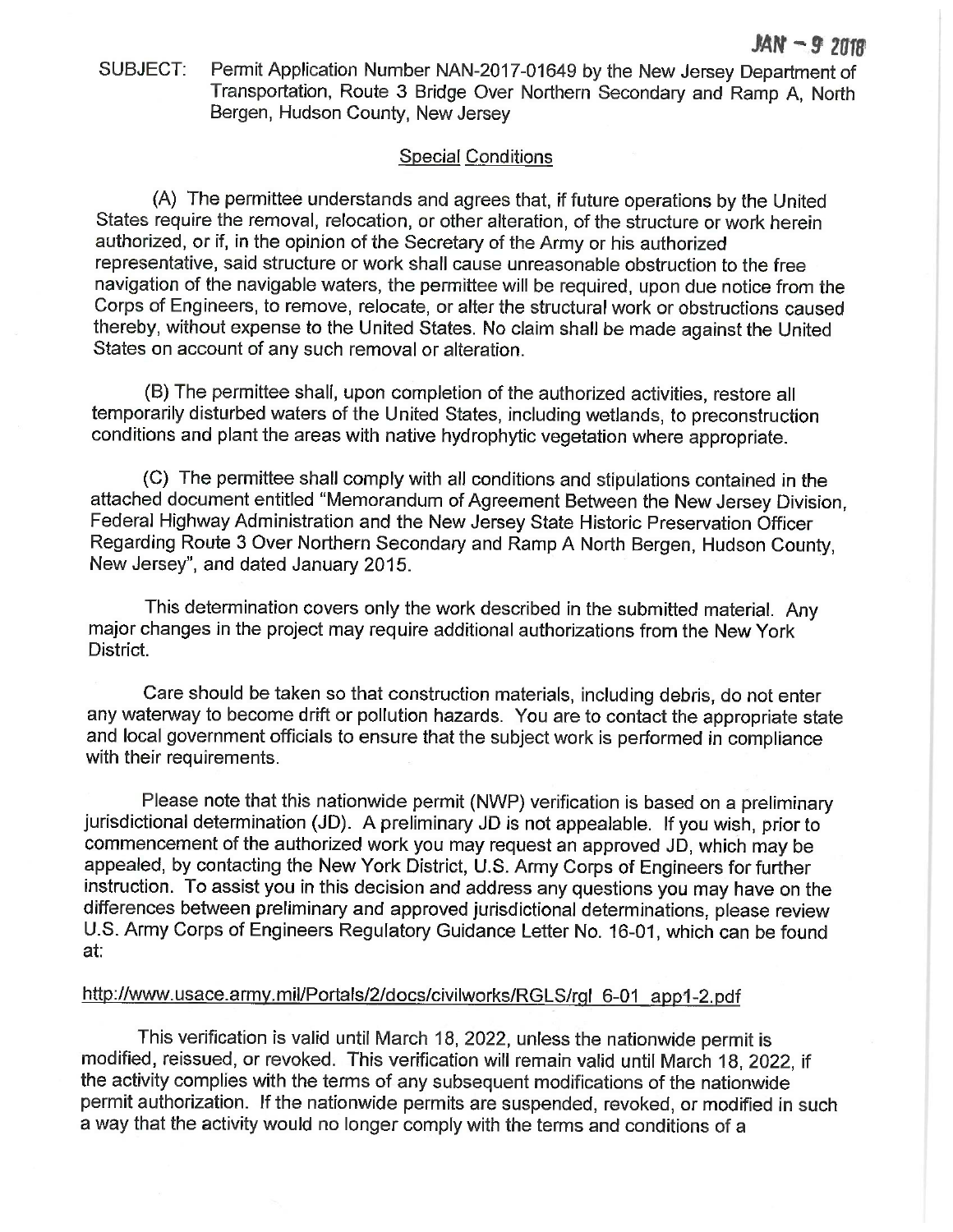JAN - 9 2018

SUBJECT: Permit Application Number NAN-2017-01649 by the New Jersey Department of Transportation, Route 3 Bridge Over Northern Secondary and Ramp A, North Bergen, Hudson County, New Jersey

Special Conditions

(A) The permittee understands and agrees that, if future operations by the United States require the removal, relocation, or other alteration, of the structure or work herein authorized, or if, in the opinion of the Secretary of the Army or his authorized representative, said structure or work shall cause unreasonable obstruction to the free navigation of the navigable waters, the permittee will be required, upon due notice from the Corps of Engineers, to remove, relocate, or alter the structural work or obstructions caused thereby, without expense to the United States. No claim shall be made against the United States on account of any such removal or alteration.

(B) The permittee shall, upon completion of the authorized activities, restore all temporarily disturbed waters of the United States, including wetlands, to preconstruction conditions and plant the areas with native hydrophytic vegetation where appropriate.

(C) The permittee shall comply with all conditions and stipulations contained in the attached document entitled "Memorandum of Agreement Between the New Jersey Division, Federal Highway Administration and the New Jersey State Historic Preservation Officer Regarding Route 3 Over Northern Secondary and Ramp A North Bergen, Hudson County, New Jersey", and dated January 2015.

This determination covers only the work described in the submitted material. Any major changes in the project may require additional authorizations from the New York District.

Care should be taken so that construction materials, including debris, do not enter any waterway to become drift or pollution hazards. You are to contact the appropriate state and local government officials to ensure that the subject work is performed in compliance with their requirements.

Please note that this nationwide permit (NWP) verification is based on a preliminary jurisdictional determination (JD). A preliminary JD is not appealable. If you wish, prior to commencement of the authorized work you may request an approved JD, which may be appealed, by contacting the New York District, U.S. Army Corps of Engineers for further instruction. To assist you in this decision and address any questions you may have on the differences between preliminary and approved jurisdictional determinations, please review U.S. Army Corps of Engineers Regulatory Guidance Letter No. 16-01, which can be found at:

http://www.usace.army.mil/Portals/2/docs/civilworks/RGLS/rgl_6-01_app1-2.pdf

This verification is valid until March 18, 2022, unless the nationwide permit is modified, reissued, or revoked. This verification will remain valid until March 18, 2022, if the activity complies with the terms of any subsequent modifications of the nationwide permit authorization. If the nationwide permits are suspended, revoked, or modified in such a way that the activity would no longer comply with the terms and conditions of a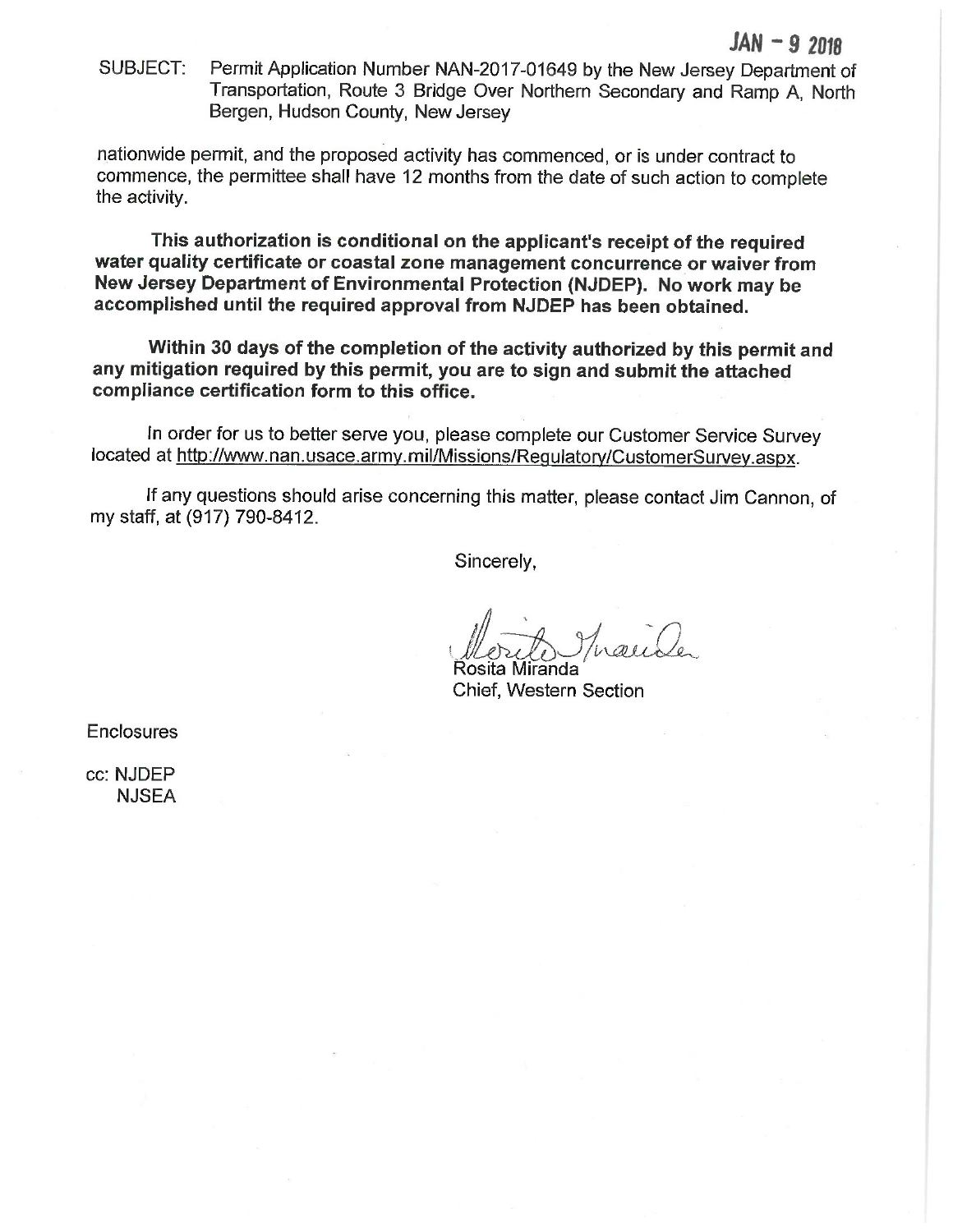JAN - 9 2018

SUBJECT: Permit Application Number NAN-2017-01649 by the New Jersey Department of Transportation, Route 3 Bridge Over Northern Secondary and Ramp A, North Bergen, Hudson County, New Jersey

nationwide permit, and the proposed activity has commenced, or is under contract to commence, the permittee shall have 12 months from the date of such action to complete the activity.

**This authorization is conditional on the applicant's receipt of the required water quality certificate or coastal zone management concurrence or waiver from New Jersey Department of Environmental Protection (NJDEP). No work may be accomplished until the required approval from NJDEP has been obtained.**

**Within 30 days of the completion of the activity authorized by this permit and any mitigation required by this permit, you are to sign and submit the attached compliance certification form to this office.**

In order for us to better serve you, please complete our Customer Service Survey located at http://www.nan.usace.army.mil/Missions/Regulatory/CustomerSurvey.aspx.

If any questions should arise concerning this matter, please contact Jim Cannon, of my staff, at (917) 790-8412.

Sincerely,

Rosita Miranda
Chief, Western Section

Enclosures

cc: NJDEP
NJSEA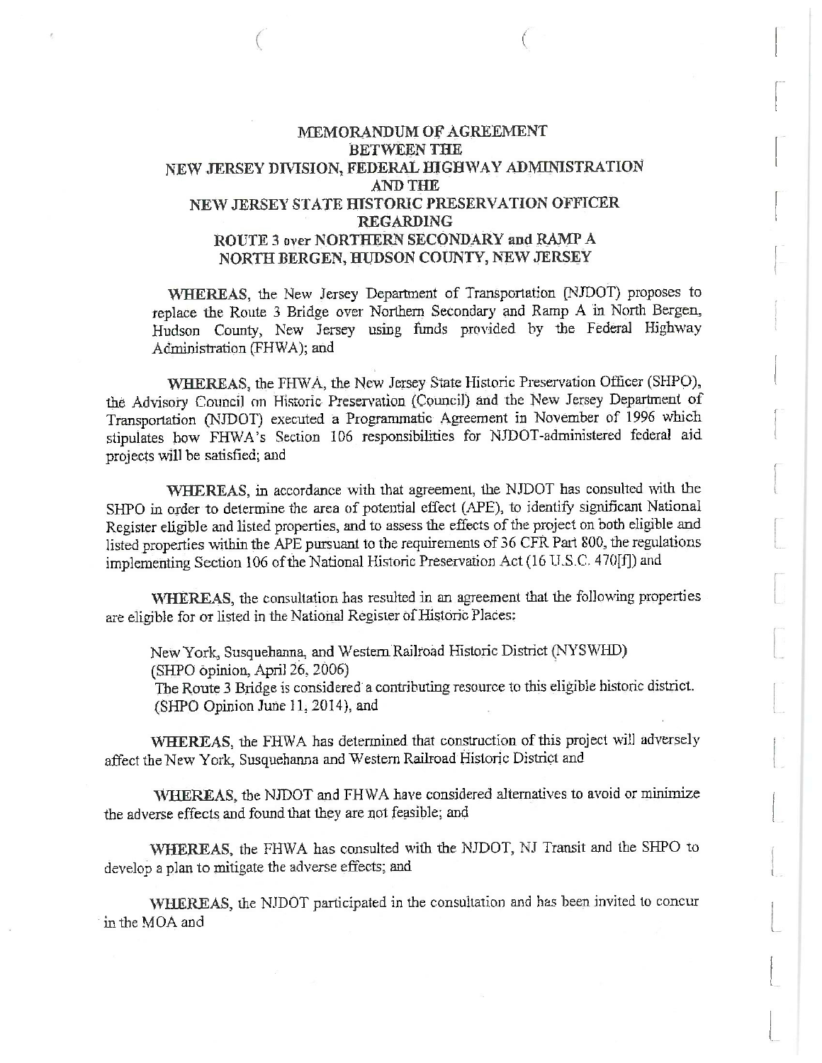# MEMORANDUM OF AGREEMENT BETWEEN THE NEW JERSEY DIVISION, FEDERAL HIGHWAY ADMINISTRATION AND THE NEW JERSEY STATE HISTORIC PRESERVATION OFFICER REGARDING ROUTE 3 over NORTHERN SECONDARY and RAMP A NORTH BERGEN, HUDSON COUNTY, NEW JERSEY

**WHEREAS**, the New Jersey Department of Transportation (NJDOT) proposes to replace the Route 3 Bridge over Northern Secondary and Ramp A in North Bergen, Hudson County, New Jersey using funds provided by the Federal Highway Administration (FHWA); and

**WHEREAS**, the FHWA, the New Jersey State Historic Preservation Officer (SHPO), the Advisory Council on Historic Preservation (Council) and the New Jersey Department of Transportation (NJDOT) executed a Programmatic Agreement in November of 1996 which stipulates how FHWA's Section 106 responsibilities for NJDOT-administered federal aid projects will be satisfied; and

**WHEREAS**, in accordance with that agreement, the NJDOT has consulted with the SHPO in order to determine the area of potential effect (APE), to identify significant National Register eligible and listed properties, and to assess the effects of the project on both eligible and listed properties within the APE pursuant to the requirements of 36 CFR Part 800, the regulations implementing Section 106 of the National Historic Preservation Act (16 U.S.C. 470[f]) and

**WHEREAS**, the consultation has resulted in an agreement that the following properties are eligible for or listed in the National Register of Historic Places:

New York, Susquehanna, and Western Railroad Historic District (NYSWHD) (SHPO opinion, April 26, 2006)
The Route 3 Bridge is considered a contributing resource to this eligible historic district. (SHPO Opinion June 11, 2014), and

**WHEREAS**, the FHWA has determined that construction of this project will adversely affect the New York, Susquehanna and Western Railroad Historic District and

**WHEREAS**, the NJDOT and FHWA have considered alternatives to avoid or minimize the adverse effects and found that they are not feasible; and

**WHEREAS**, the FHWA has consulted with the NJDOT, NJ Transit and the SHPO to develop a plan to mitigate the adverse effects; and

**WHEREAS**, the NJDOT participated in the consultation and has been invited to concur in the MOA and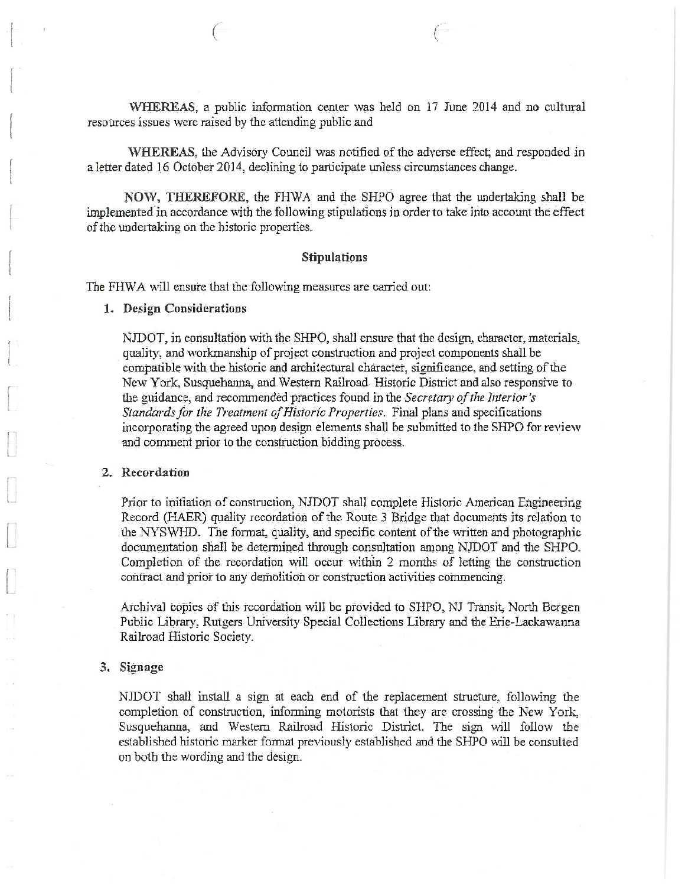**WHEREAS**, a public information center was held on 17 June 2014 and no cultural resources issues were raised by the attending public and

**WHEREAS**, the Advisory Council was notified of the adverse effect; and responded in a letter dated 16 October 2014, declining to participate unless circumstances change.

**NOW, THEREFORE**, the FHWA and the SHPO agree that the undertaking shall be implemented in accordance with the following stipulations in order to take into account the effect of the undertaking on the historic properties.

## Stipulations

The FHWA will ensure that the following measures are carried out:

**1. Design Considerations**

NJDOT, in consultation with the SHPO, shall ensure that the design, character, materials, quality, and workmanship of project construction and project components shall be compatible with the historic and architectural character, significance, and setting of the New York, Susquehanna, and Western Railroad Historic District and also responsive to the guidance, and recommended practices found in the *Secretary of the Interior's Standards for the Treatment of Historic Properties*. Final plans and specifications incorporating the agreed upon design elements shall be submitted to the SHPO for review and comment prior to the construction bidding process.

**2. Recordation**

Prior to initiation of construction, NJDOT shall complete Historic American Engineering Record (HAER) quality recordation of the Route 3 Bridge that documents its relation to the NYSWHD. The format, quality, and specific content of the written and photographic documentation shall be determined through consultation among NJDOT and the SHPO. Completion of the recordation will occur within 2 months of letting the construction contract and prior to any demolition or construction activities commencing.

Archival copies of this recordation will be provided to SHPO, NJ Transit, North Bergen Public Library, Rutgers University Special Collections Library and the Erie-Lackawanna Railroad Historic Society.

**3. Signage**

NJDOT shall install a sign at each end of the replacement structure, following the completion of construction, informing motorists that they are crossing the New York, Susquehanna, and Western Railroad Historic District. The sign will follow the established historic marker format previously established and the SHPO will be consulted on both the wording and the design.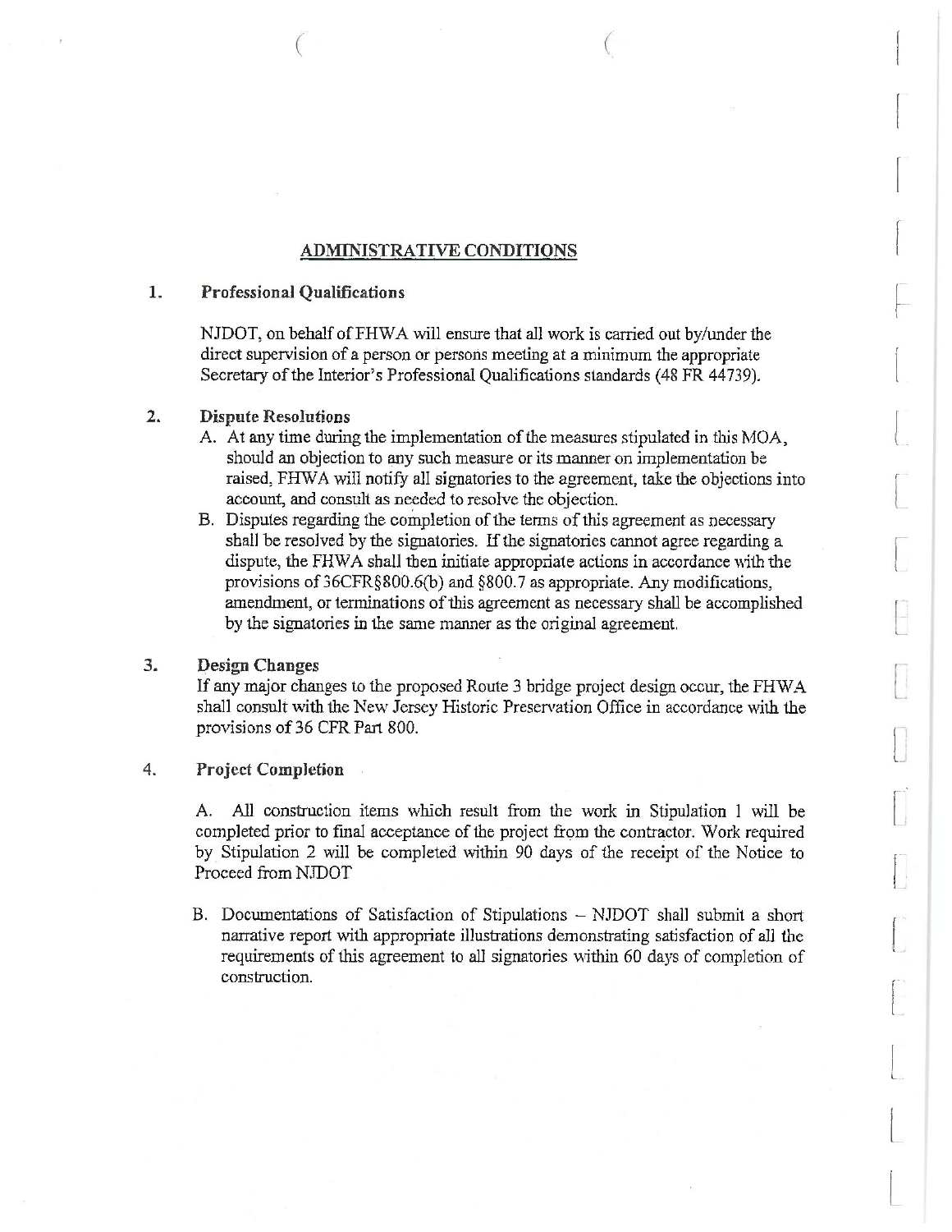## ADMINISTRATIVE CONDITIONS

### 1. Professional Qualifications

NJDOT, on behalf of FHWA will ensure that all work is carried out by/under the direct supervision of a person or persons meeting at a minimum the appropriate Secretary of the Interior's Professional Qualifications standards (48 FR 44739).

### 2. Dispute Resolutions

A. At any time during the implementation of the measures stipulated in this MOA, should an objection to any such measure or its manner on implementation be raised, FHWA will notify all signatories to the agreement, take the objections into account, and consult as needed to resolve the objection.

B. Disputes regarding the completion of the terms of this agreement as necessary shall be resolved by the signatories. If the signatories cannot agree regarding a dispute, the FHWA shall then initiate appropriate actions in accordance with the provisions of 36CFR§800.6(b) and §800.7 as appropriate. Any modifications, amendment, or terminations of this agreement as necessary shall be accomplished by the signatories in the same manner as the original agreement.

### 3. Design Changes

If any major changes to the proposed Route 3 bridge project design occur, the FHWA shall consult with the New Jersey Historic Preservation Office in accordance with the provisions of 36 CFR Part 800.

### 4. Project Completion

A. All construction items which result from the work in Stipulation 1 will be completed prior to final acceptance of the project from the contractor. Work required by Stipulation 2 will be completed within 90 days of the receipt of the Notice to Proceed from NJDOT

B. Documentations of Satisfaction of Stipulations – NJDOT shall submit a short narrative report with appropriate illustrations demonstrating satisfaction of all the requirements of this agreement to all signatories within 60 days of completion of construction.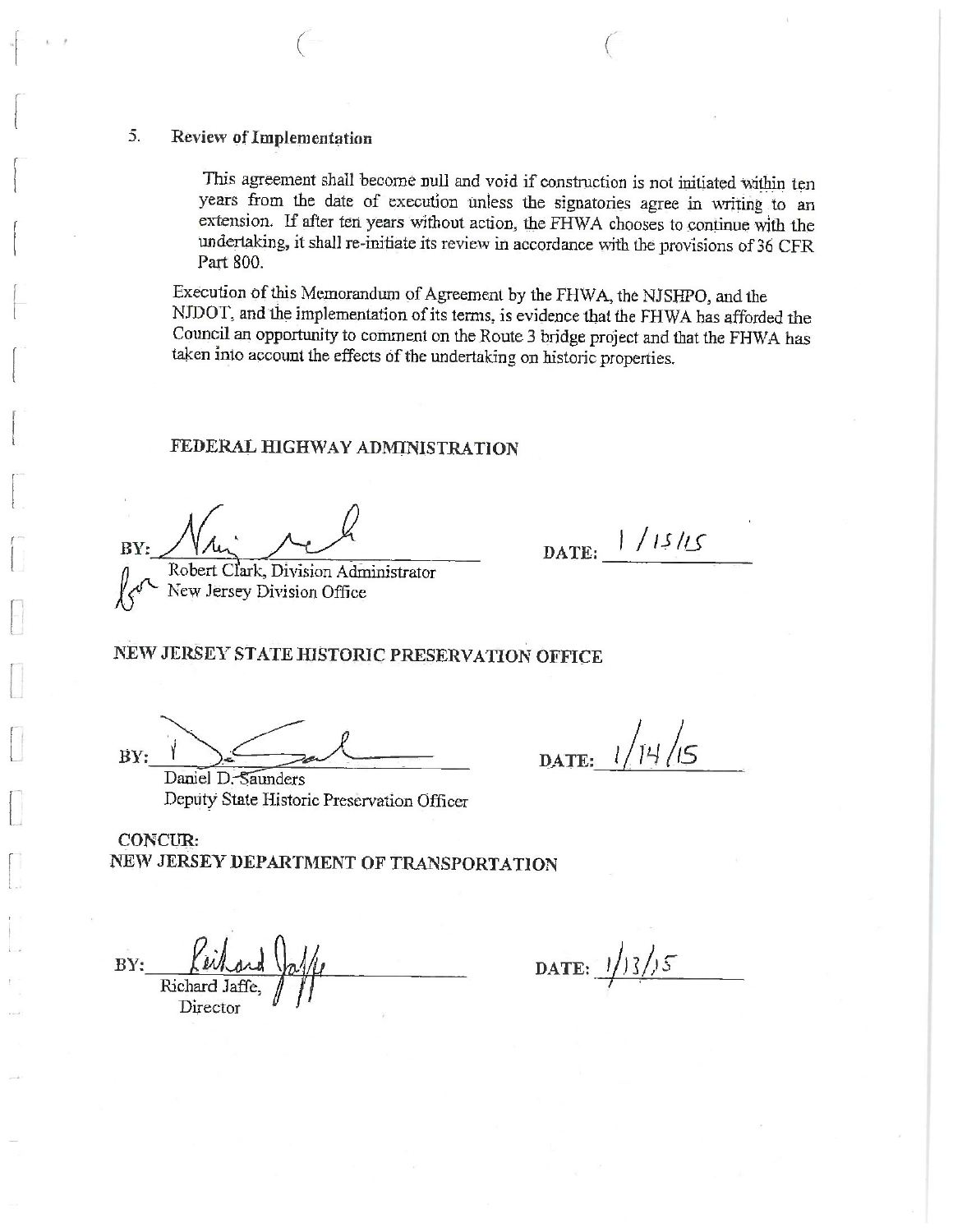5. **Review of Implementation**

This agreement shall become null and void if construction is not initiated within ten years from the date of execution unless the signatories agree in writing to an extension. If after ten years without action, the FHWA chooses to continue with the undertaking, it shall re-initiate its review in accordance with the provisions of 36 CFR Part 800.

Execution of this Memorandum of Agreement by the FHWA, the NJSHPO, and the NJDOT, and the implementation of its terms, is evidence that the FHWA has afforded the Council an opportunity to comment on the Route 3 bridge project and that the FHWA has taken into account the effects of the undertaking on historic properties.

**FEDERAL HIGHWAY ADMINISTRATION**

BY: ______________________ DATE: 1/15/15

for Robert Clark, Division Administrator
New Jersey Division Office

**NEW JERSEY STATE HISTORIC PRESERVATION OFFICE**

BY: ______________________ DATE: 1/14/15

Daniel D. Saunders
Deputy State Historic Preservation Officer

**CONCUR:**
**NEW JERSEY DEPARTMENT OF TRANSPORTATION**

BY: ______________________ DATE: 1/13/15

Richard Jaffe,
Director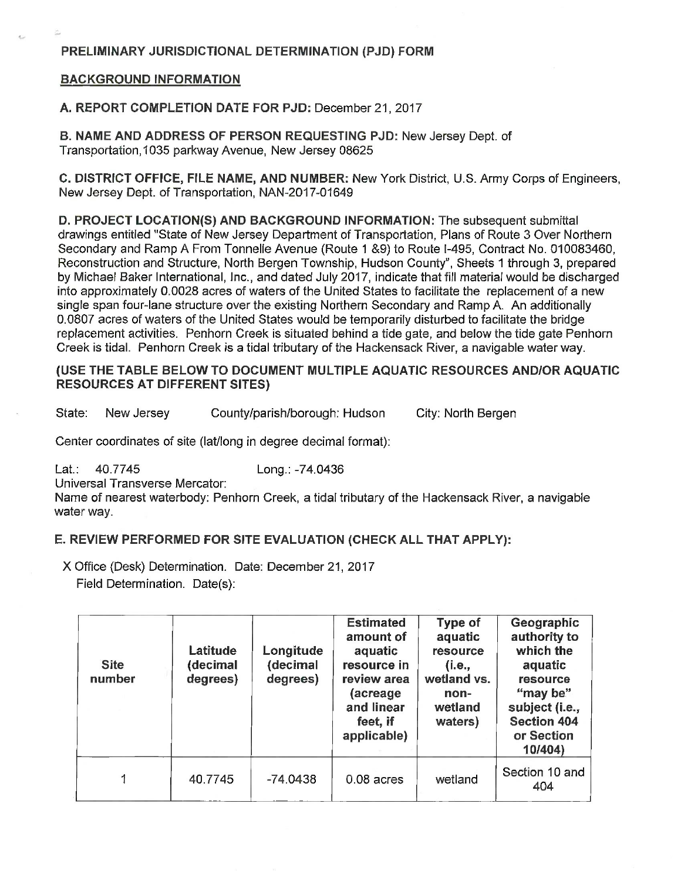# PRELIMINARY JURISDICTIONAL DETERMINATION (PJD) FORM

## BACKGROUND INFORMATION

**A. REPORT COMPLETION DATE FOR PJD:** December 21, 2017

**B. NAME AND ADDRESS OF PERSON REQUESTING PJD:** New Jersey Dept. of Transportation,1035 parkway Avenue, New Jersey 08625

**C. DISTRICT OFFICE, FILE NAME, AND NUMBER:** New York District, U.S. Army Corps of Engineers, New Jersey Dept. of Transportation, NAN-2017-01649

**D. PROJECT LOCATION(S) AND BACKGROUND INFORMATION:** The subsequent submittal drawings entitled "State of New Jersey Department of Transportation, Plans of Route 3 Over Northern Secondary and Ramp A From Tonnelle Avenue (Route 1 &9) to Route I-495, Contract No. 010083460, Reconstruction and Structure, North Bergen Township, Hudson County", Sheets 1 through 3, prepared by Michael Baker International, Inc., and dated July 2017, indicate that fill material would be discharged into approximately 0.0028 acres of waters of the United States to facilitate the replacement of a new single span four-lane structure over the existing Northern Secondary and Ramp A. An additionally 0.0807 acres of waters of the United States would be temporarily disturbed to facilitate the bridge replacement activities. Penhorn Creek is situated behind a tide gate, and below the tide gate Penhorn Creek is tidal. Penhorn Creek is a tidal tributary of the Hackensack River, a navigable water way.

**(USE THE TABLE BELOW TO DOCUMENT MULTIPLE AQUATIC RESOURCES AND/OR AQUATIC RESOURCES AT DIFFERENT SITES)**

State: New Jersey County/parish/borough: Hudson City: North Bergen

Center coordinates of site (lat/long in degree decimal format):

Lat.: 40.7745 Long.: -74.0436

Universal Transverse Mercator:

Name of nearest waterbody: Penhorn Creek, a tidal tributary of the Hackensack River, a navigable water way.

**E. REVIEW PERFORMED FOR SITE EVALUATION (CHECK ALL THAT APPLY):**

X Office (Desk) Determination. Date: December 21, 2017

Field Determination. Date(s):

| Site number | Latitude (decimal degrees) | Longitude (decimal degrees) | Estimated amount of aquatic resource in review area (acreage and linear feet, if applicable) | Type of aquatic resource (i.e., wetland vs. non-wetland waters) | Geographic authority to which the aquatic resource "may be" subject (i.e., Section 404 or Section 10/404) |
|---|---|---|---|---|---|
| 1 | 40.7745 | -74.0438 | 0.08 acres | wetland | Section 10 and 404 |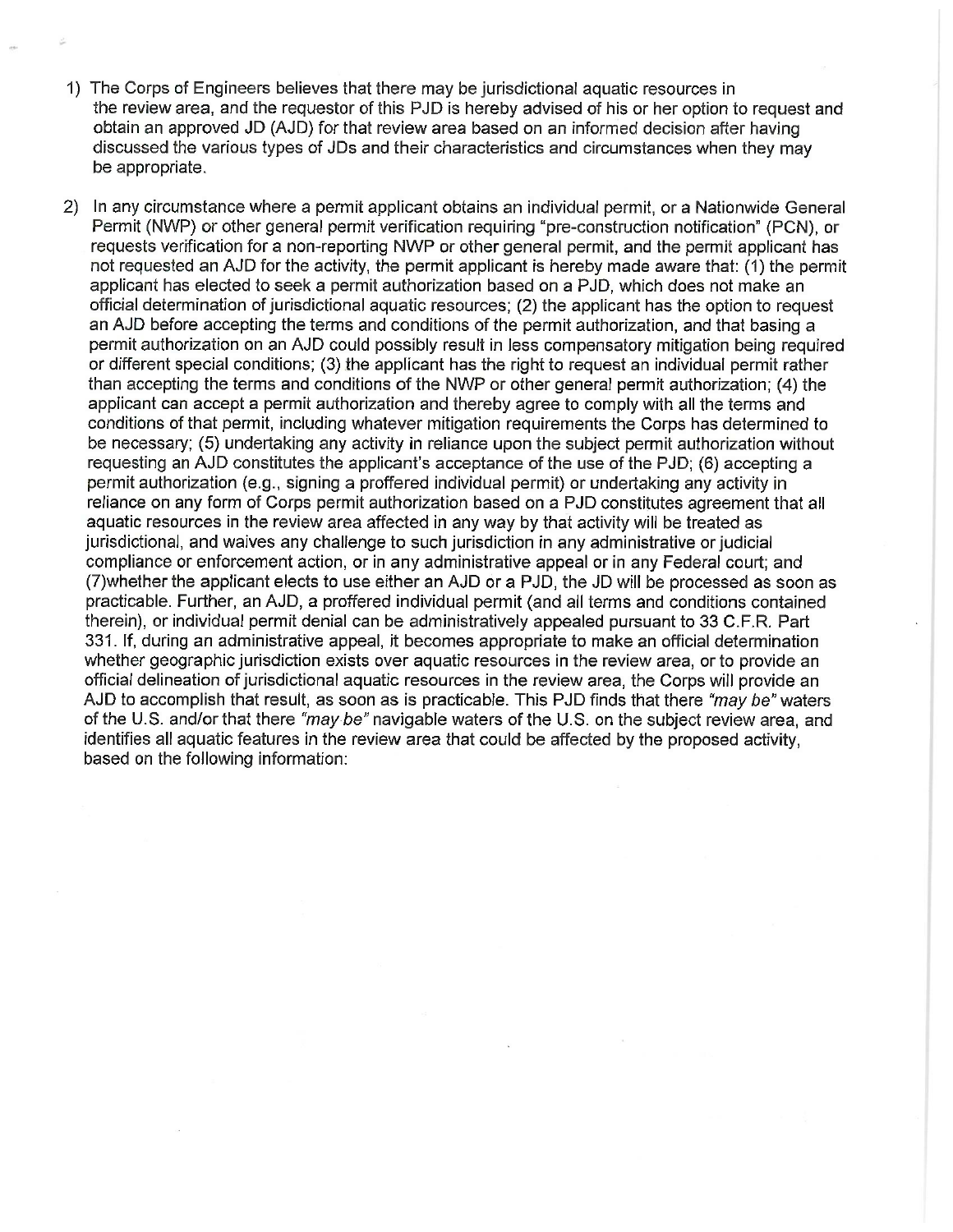1) The Corps of Engineers believes that there may be jurisdictional aquatic resources in the review area, and the requestor of this PJD is hereby advised of his or her option to request and obtain an approved JD (AJD) for that review area based on an informed decision after having discussed the various types of JDs and their characteristics and circumstances when they may be appropriate.

2) In any circumstance where a permit applicant obtains an individual permit, or a Nationwide General Permit (NWP) or other general permit verification requiring "pre-construction notification" (PCN), or requests verification for a non-reporting NWP or other general permit, and the permit applicant has not requested an AJD for the activity, the permit applicant is hereby made aware that: (1) the permit applicant has elected to seek a permit authorization based on a PJD, which does not make an official determination of jurisdictional aquatic resources; (2) the applicant has the option to request an AJD before accepting the terms and conditions of the permit authorization, and that basing a permit authorization on an AJD could possibly result in less compensatory mitigation being required or different special conditions; (3) the applicant has the right to request an individual permit rather than accepting the terms and conditions of the NWP or other general permit authorization; (4) the applicant can accept a permit authorization and thereby agree to comply with all the terms and conditions of that permit, including whatever mitigation requirements the Corps has determined to be necessary; (5) undertaking any activity in reliance upon the subject permit authorization without requesting an AJD constitutes the applicant's acceptance of the use of the PJD; (6) accepting a permit authorization (e.g., signing a proffered individual permit) or undertaking any activity in reliance on any form of Corps permit authorization based on a PJD constitutes agreement that all aquatic resources in the review area affected in any way by that activity will be treated as jurisdictional, and waives any challenge to such jurisdiction in any administrative or judicial compliance or enforcement action, or in any administrative appeal or in any Federal court; and (7)whether the applicant elects to use either an AJD or a PJD, the JD will be processed as soon as practicable. Further, an AJD, a proffered individual permit (and all terms and conditions contained therein), or individual permit denial can be administratively appealed pursuant to 33 C.F.R. Part 331. If, during an administrative appeal, it becomes appropriate to make an official determination whether geographic jurisdiction exists over aquatic resources in the review area, or to provide an official delineation of jurisdictional aquatic resources in the review area, the Corps will provide an AJD to accomplish that result, as soon as is practicable. This PJD finds that there *"may be"* waters of the U.S. and/or that there *"may be"* navigable waters of the U.S. on the subject review area, and identifies all aquatic features in the review area that could be affected by the proposed activity, based on the following information: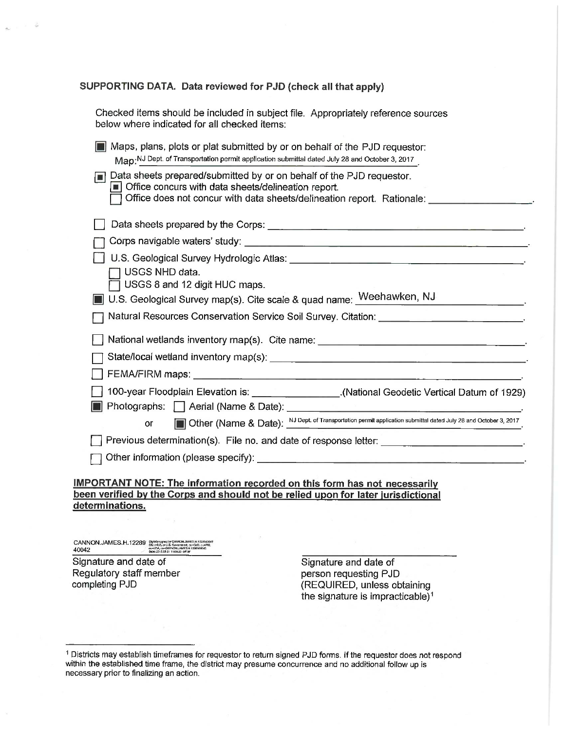**SUPPORTING DATA. Data reviewed for PJD (check all that apply)**

Checked items should be included in subject file. Appropriately reference sources below where indicated for all checked items:

- [x] Maps, plans, plots or plat submitted by or on behalf of the PJD requestor:
  Map: NJ Dept. of Transportation permit application submittal dated July 28 and October 3, 2017.
- [x] Data sheets prepared/submitted by or on behalf of the PJD requestor.
  - [x] Office concurs with data sheets/delineation report.
  - [ ] Office does not concur with data sheets/delineation report. Rationale: ________.
- [ ] Data sheets prepared by the Corps: ________.
- [ ] Corps navigable waters' study: ________.
- [ ] U.S. Geological Survey Hydrologic Atlas: ________.
  - [ ] USGS NHD data.
  - [ ] USGS 8 and 12 digit HUC maps.
- [x] U.S. Geological Survey map(s). Cite scale & quad name: Weehawken, NJ.
- [ ] Natural Resources Conservation Service Soil Survey. Citation: ________.
- [ ] National wetlands inventory map(s). Cite name: ________.
- [ ] State/local wetland inventory map(s): ________.
- [ ] FEMA/FIRM maps: ________.
- [ ] 100-year Floodplain Elevation is: ________.(National Geodetic Vertical Datum of 1929)
- [x] Photographs: [ ] Aerial (Name & Date): ________.
  or [x] Other (Name & Date): NJ Dept. of Transportation permit application submittal dated July 28 and October 3, 2017.
- [ ] Previous determination(s). File no. and date of response letter: ________.
- [ ] Other information (please specify): ________.

**IMPORTANT NOTE: The information recorded on this form has not necessarily been verified by the Corps and should not be relied upon for later jurisdictional determinations.**

CANNON.JAMES.H.1228940042

Signature and date of Regulatory staff member completing PJD

________________________

Signature and date of person requesting PJD (REQUIRED, unless obtaining the signature is impracticable)[1]

[1] Districts may establish timeframes for requestor to return signed PJD forms. If the requestor does not respond within the established time frame, the district may presume concurrence and no additional follow up is necessary prior to finalizing an action.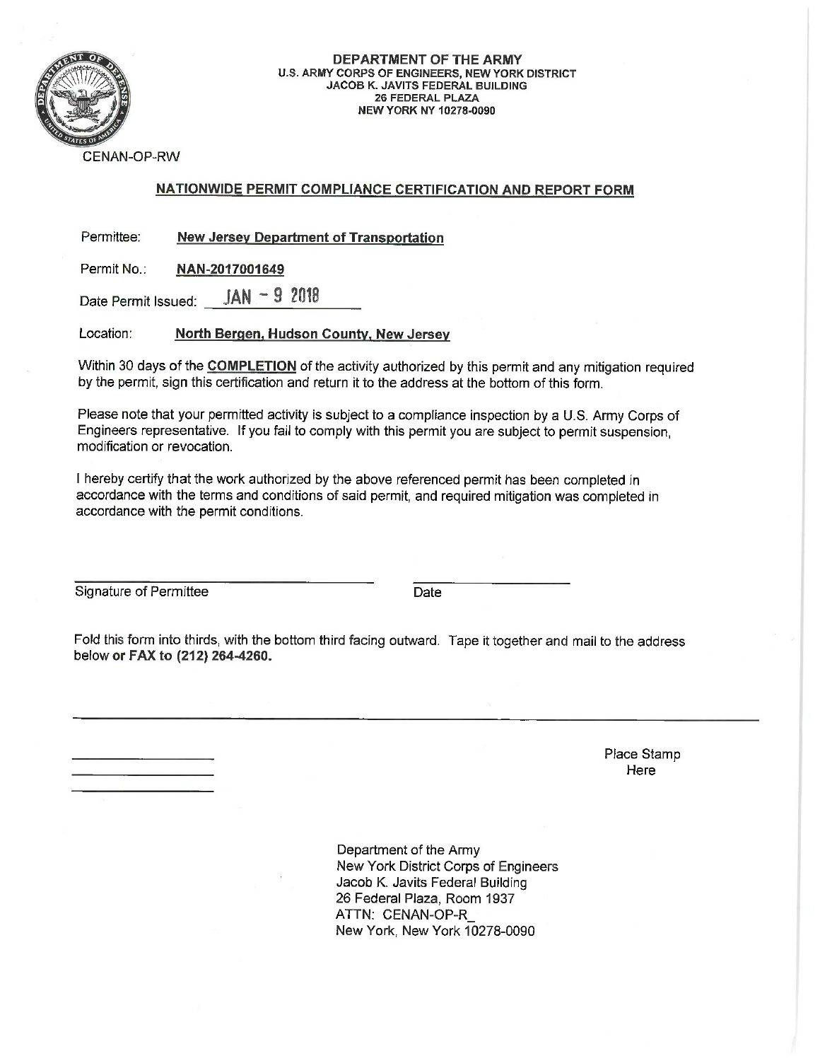**DEPARTMENT OF THE ARMY**
**U.S. ARMY CORPS OF ENGINEERS, NEW YORK DISTRICT**
**JACOB K. JAVITS FEDERAL BUILDING**
**26 FEDERAL PLAZA**
**NEW YORK NY 10278-0090**

CENAN-OP-RW

## NATIONWIDE PERMIT COMPLIANCE CERTIFICATION AND REPORT FORM

Permittee: **New Jersey Department of Transportation**

Permit No.: **NAN-2017001649**

Date Permit Issued: JAN - 9 2018

Location: **North Bergen, Hudson County, New Jersey**

Within 30 days of the **COMPLETION** of the activity authorized by this permit and any mitigation required by the permit, sign this certification and return it to the address at the bottom of this form.

Please note that your permitted activity is subject to a compliance inspection by a U.S. Army Corps of Engineers representative. If you fail to comply with this permit you are subject to permit suspension, modification or revocation.

I hereby certify that the work authorized by the above referenced permit has been completed in accordance with the terms and conditions of said permit, and required mitigation was completed in accordance with the permit conditions.

______________________________ Signature of Permittee

______________ Date

Fold this form into thirds, with the bottom third facing outward. Tape it together and mail to the address below **or FAX to (212) 264-4260.**

---

Place Stamp Here

Department of the Army
New York District Corps of Engineers
Jacob K. Javits Federal Building
26 Federal Plaza, Room 1937
ATTN: CENAN-OP-R_
New York, New York 10278-0090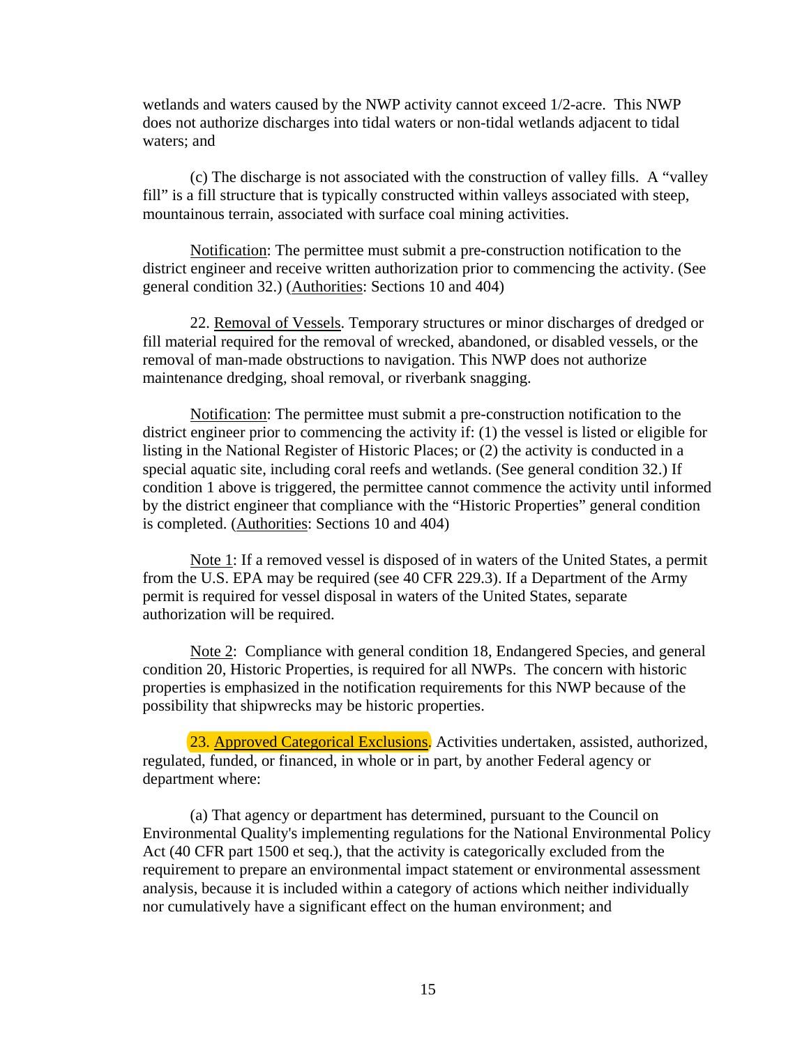wetlands and waters caused by the NWP activity cannot exceed 1/2-acre. This NWP does not authorize discharges into tidal waters or non-tidal wetlands adjacent to tidal waters; and

(c) The discharge is not associated with the construction of valley fills. A "valley fill" is a fill structure that is typically constructed within valleys associated with steep, mountainous terrain, associated with surface coal mining activities.

Notification: The permittee must submit a pre-construction notification to the district engineer and receive written authorization prior to commencing the activity. (See general condition 32.) (Authorities: Sections 10 and 404)

22. Removal of Vessels. Temporary structures or minor discharges of dredged or fill material required for the removal of wrecked, abandoned, or disabled vessels, or the removal of man-made obstructions to navigation. This NWP does not authorize maintenance dredging, shoal removal, or riverbank snagging.

Notification: The permittee must submit a pre-construction notification to the district engineer prior to commencing the activity if: (1) the vessel is listed or eligible for listing in the National Register of Historic Places; or (2) the activity is conducted in a special aquatic site, including coral reefs and wetlands. (See general condition 32.) If condition 1 above is triggered, the permittee cannot commence the activity until informed by the district engineer that compliance with the "Historic Properties" general condition is completed. (Authorities: Sections 10 and 404)

Note 1: If a removed vessel is disposed of in waters of the United States, a permit from the U.S. EPA may be required (see 40 CFR 229.3). If a Department of the Army permit is required for vessel disposal in waters of the United States, separate authorization will be required.

Note 2: Compliance with general condition 18, Endangered Species, and general condition 20, Historic Properties, is required for all NWPs. The concern with historic properties is emphasized in the notification requirements for this NWP because of the possibility that shipwrecks may be historic properties.

23. Approved Categorical Exclusions. Activities undertaken, assisted, authorized, regulated, funded, or financed, in whole or in part, by another Federal agency or department where:

(a) That agency or department has determined, pursuant to the Council on Environmental Quality's implementing regulations for the National Environmental Policy Act (40 CFR part 1500 et seq.), that the activity is categorically excluded from the requirement to prepare an environmental impact statement or environmental assessment analysis, because it is included within a category of actions which neither individually nor cumulatively have a significant effect on the human environment; and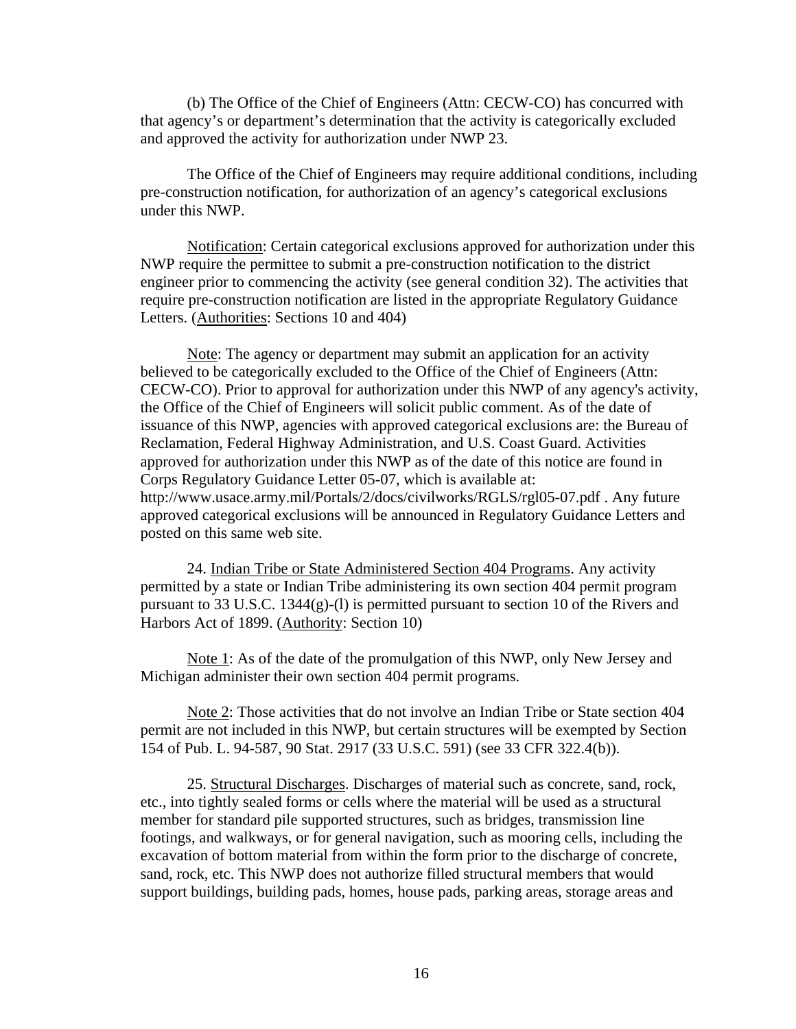(b) The Office of the Chief of Engineers (Attn: CECW-CO) has concurred with that agency's or department's determination that the activity is categorically excluded and approved the activity for authorization under NWP 23.

The Office of the Chief of Engineers may require additional conditions, including pre-construction notification, for authorization of an agency's categorical exclusions under this NWP.

Notification: Certain categorical exclusions approved for authorization under this NWP require the permittee to submit a pre-construction notification to the district engineer prior to commencing the activity (see general condition 32). The activities that require pre-construction notification are listed in the appropriate Regulatory Guidance Letters. (Authorities: Sections 10 and 404)

Note: The agency or department may submit an application for an activity believed to be categorically excluded to the Office of the Chief of Engineers (Attn: CECW-CO). Prior to approval for authorization under this NWP of any agency's activity, the Office of the Chief of Engineers will solicit public comment. As of the date of issuance of this NWP, agencies with approved categorical exclusions are: the Bureau of Reclamation, Federal Highway Administration, and U.S. Coast Guard. Activities approved for authorization under this NWP as of the date of this notice are found in Corps Regulatory Guidance Letter 05-07, which is available at: http://www.usace.army.mil/Portals/2/docs/civilworks/RGLS/rgl05-07.pdf . Any future approved categorical exclusions will be announced in Regulatory Guidance Letters and posted on this same web site.

24. Indian Tribe or State Administered Section 404 Programs. Any activity permitted by a state or Indian Tribe administering its own section 404 permit program pursuant to 33 U.S.C. 1344(g)-(l) is permitted pursuant to section 10 of the Rivers and Harbors Act of 1899. (Authority: Section 10)

Note 1: As of the date of the promulgation of this NWP, only New Jersey and Michigan administer their own section 404 permit programs.

Note 2: Those activities that do not involve an Indian Tribe or State section 404 permit are not included in this NWP, but certain structures will be exempted by Section 154 of Pub. L. 94-587, 90 Stat. 2917 (33 U.S.C. 591) (see 33 CFR 322.4(b)).

25. Structural Discharges. Discharges of material such as concrete, sand, rock, etc., into tightly sealed forms or cells where the material will be used as a structural member for standard pile supported structures, such as bridges, transmission line footings, and walkways, or for general navigation, such as mooring cells, including the excavation of bottom material from within the form prior to the discharge of concrete, sand, rock, etc. This NWP does not authorize filled structural members that would support buildings, building pads, homes, house pads, parking areas, storage areas and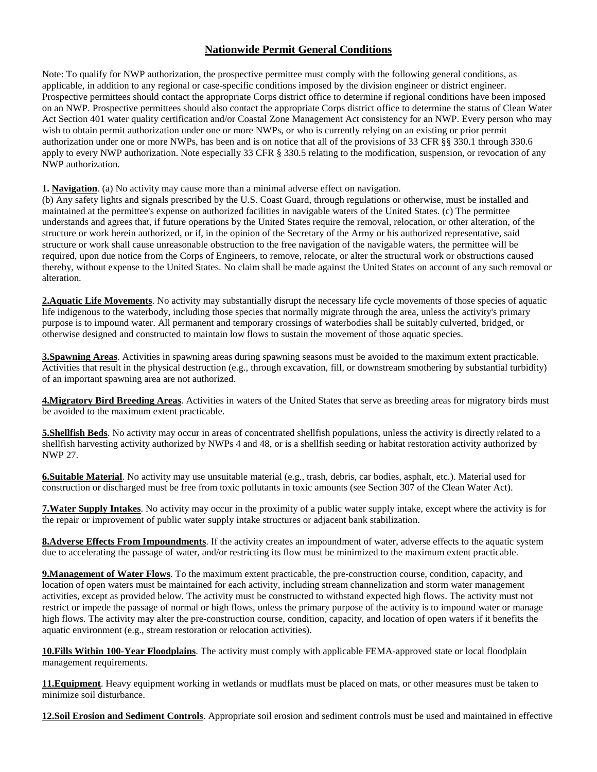## Nationwide Permit General Conditions

Note: To qualify for NWP authorization, the prospective permittee must comply with the following general conditions, as applicable, in addition to any regional or case-specific conditions imposed by the division engineer or district engineer. Prospective permittees should contact the appropriate Corps district office to determine if regional conditions have been imposed on an NWP. Prospective permittees should also contact the appropriate Corps district office to determine the status of Clean Water Act Section 401 water quality certification and/or Coastal Zone Management Act consistency for an NWP. Every person who may wish to obtain permit authorization under one or more NWPs, or who is currently relying on an existing or prior permit authorization under one or more NWPs, has been and is on notice that all of the provisions of 33 CFR §§ 330.1 through 330.6 apply to every NWP authorization. Note especially 33 CFR § 330.5 relating to the modification, suspension, or revocation of any NWP authorization.

**1. Navigation**. (a) No activity may cause more than a minimal adverse effect on navigation.
(b) Any safety lights and signals prescribed by the U.S. Coast Guard, through regulations or otherwise, must be installed and maintained at the permittee's expense on authorized facilities in navigable waters of the United States. (c) The permittee understands and agrees that, if future operations by the United States require the removal, relocation, or other alteration, of the structure or work herein authorized, or if, in the opinion of the Secretary of the Army or his authorized representative, said structure or work shall cause unreasonable obstruction to the free navigation of the navigable waters, the permittee will be required, upon due notice from the Corps of Engineers, to remove, relocate, or alter the structural work or obstructions caused thereby, without expense to the United States. No claim shall be made against the United States on account of any such removal or alteration.

**2.Aquatic Life Movements**. No activity may substantially disrupt the necessary life cycle movements of those species of aquatic life indigenous to the waterbody, including those species that normally migrate through the area, unless the activity's primary purpose is to impound water. All permanent and temporary crossings of waterbodies shall be suitably culverted, bridged, or otherwise designed and constructed to maintain low flows to sustain the movement of those aquatic species.

**3.Spawning Areas**. Activities in spawning areas during spawning seasons must be avoided to the maximum extent practicable. Activities that result in the physical destruction (e.g., through excavation, fill, or downstream smothering by substantial turbidity) of an important spawning area are not authorized.

**4.Migratory Bird Breeding Areas**. Activities in waters of the United States that serve as breeding areas for migratory birds must be avoided to the maximum extent practicable.

**5.Shellfish Beds**. No activity may occur in areas of concentrated shellfish populations, unless the activity is directly related to a shellfish harvesting activity authorized by NWPs 4 and 48, or is a shellfish seeding or habitat restoration activity authorized by NWP 27.

**6.Suitable Material**. No activity may use unsuitable material (e.g., trash, debris, car bodies, asphalt, etc.). Material used for construction or discharged must be free from toxic pollutants in toxic amounts (see Section 307 of the Clean Water Act).

**7.Water Supply Intakes**. No activity may occur in the proximity of a public water supply intake, except where the activity is for the repair or improvement of public water supply intake structures or adjacent bank stabilization.

**8.Adverse Effects From Impoundments**. If the activity creates an impoundment of water, adverse effects to the aquatic system due to accelerating the passage of water, and/or restricting its flow must be minimized to the maximum extent practicable.

**9.Management of Water Flows**. To the maximum extent practicable, the pre-construction course, condition, capacity, and location of open waters must be maintained for each activity, including stream channelization and storm water management activities, except as provided below. The activity must be constructed to withstand expected high flows. The activity must not restrict or impede the passage of normal or high flows, unless the primary purpose of the activity is to impound water or manage high flows. The activity may alter the pre-construction course, condition, capacity, and location of open waters if it benefits the aquatic environment (e.g., stream restoration or relocation activities).

**10.Fills Within 100-Year Floodplains**. The activity must comply with applicable FEMA-approved state or local floodplain management requirements.

**11.Equipment**. Heavy equipment working in wetlands or mudflats must be placed on mats, or other measures must be taken to minimize soil disturbance.

**12.Soil Erosion and Sediment Controls**. Appropriate soil erosion and sediment controls must be used and maintained in effective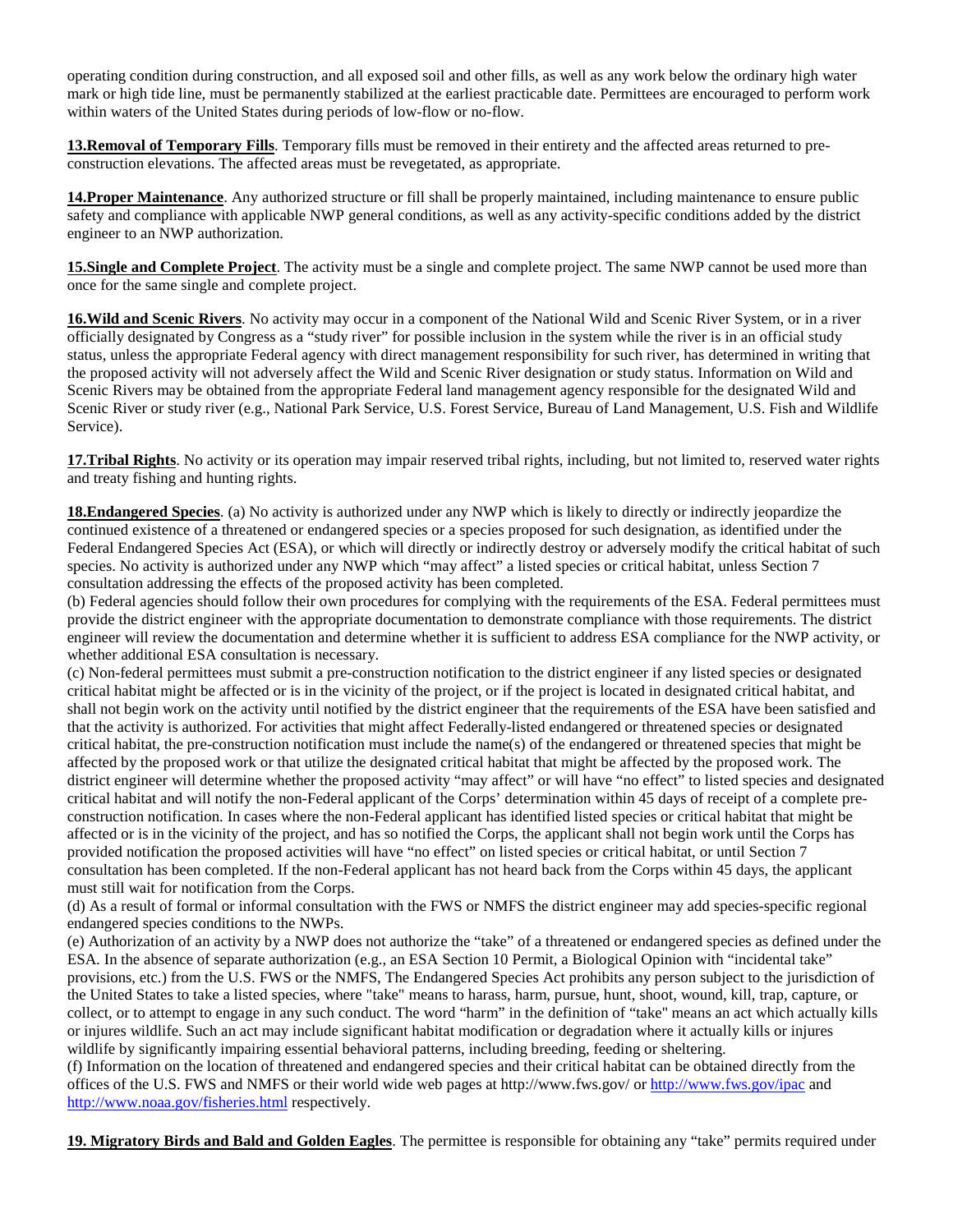operating condition during construction, and all exposed soil and other fills, as well as any work below the ordinary high water mark or high tide line, must be permanently stabilized at the earliest practicable date. Permittees are encouraged to perform work within waters of the United States during periods of low-flow or no-flow.

**13.Removal of Temporary Fills**. Temporary fills must be removed in their entirety and the affected areas returned to pre-construction elevations. The affected areas must be revegetated, as appropriate.

**14.Proper Maintenance**. Any authorized structure or fill shall be properly maintained, including maintenance to ensure public safety and compliance with applicable NWP general conditions, as well as any activity-specific conditions added by the district engineer to an NWP authorization.

**15.Single and Complete Project**. The activity must be a single and complete project. The same NWP cannot be used more than once for the same single and complete project.

**16.Wild and Scenic Rivers**. No activity may occur in a component of the National Wild and Scenic River System, or in a river officially designated by Congress as a "study river" for possible inclusion in the system while the river is in an official study status, unless the appropriate Federal agency with direct management responsibility for such river, has determined in writing that the proposed activity will not adversely affect the Wild and Scenic River designation or study status. Information on Wild and Scenic Rivers may be obtained from the appropriate Federal land management agency responsible for the designated Wild and Scenic River or study river (e.g., National Park Service, U.S. Forest Service, Bureau of Land Management, U.S. Fish and Wildlife Service).

**17.Tribal Rights**. No activity or its operation may impair reserved tribal rights, including, but not limited to, reserved water rights and treaty fishing and hunting rights.

**18.Endangered Species**. (a) No activity is authorized under any NWP which is likely to directly or indirectly jeopardize the continued existence of a threatened or endangered species or a species proposed for such designation, as identified under the Federal Endangered Species Act (ESA), or which will directly or indirectly destroy or adversely modify the critical habitat of such species. No activity is authorized under any NWP which "may affect" a listed species or critical habitat, unless Section 7 consultation addressing the effects of the proposed activity has been completed.
(b) Federal agencies should follow their own procedures for complying with the requirements of the ESA. Federal permittees must provide the district engineer with the appropriate documentation to demonstrate compliance with those requirements. The district engineer will review the documentation and determine whether it is sufficient to address ESA compliance for the NWP activity, or whether additional ESA consultation is necessary.
(c) Non-federal permittees must submit a pre-construction notification to the district engineer if any listed species or designated critical habitat might be affected or is in the vicinity of the project, or if the project is located in designated critical habitat, and shall not begin work on the activity until notified by the district engineer that the requirements of the ESA have been satisfied and that the activity is authorized. For activities that might affect Federally-listed endangered or threatened species or designated critical habitat, the pre-construction notification must include the name(s) of the endangered or threatened species that might be affected by the proposed work or that utilize the designated critical habitat that might be affected by the proposed work. The district engineer will determine whether the proposed activity "may affect" or will have "no effect" to listed species and designated critical habitat and will notify the non-Federal applicant of the Corps' determination within 45 days of receipt of a complete pre-construction notification. In cases where the non-Federal applicant has identified listed species or critical habitat that might be affected or is in the vicinity of the project, and has so notified the Corps, the applicant shall not begin work until the Corps has provided notification the proposed activities will have "no effect" on listed species or critical habitat, or until Section 7 consultation has been completed. If the non-Federal applicant has not heard back from the Corps within 45 days, the applicant must still wait for notification from the Corps.
(d) As a result of formal or informal consultation with the FWS or NMFS the district engineer may add species-specific regional endangered species conditions to the NWPs.
(e) Authorization of an activity by a NWP does not authorize the "take" of a threatened or endangered species as defined under the ESA. In the absence of separate authorization (e.g., an ESA Section 10 Permit, a Biological Opinion with "incidental take" provisions, etc.) from the U.S. FWS or the NMFS, The Endangered Species Act prohibits any person subject to the jurisdiction of the United States to take a listed species, where "take" means to harass, harm, pursue, hunt, shoot, wound, kill, trap, capture, or collect, or to attempt to engage in any such conduct. The word "harm" in the definition of "take" means an act which actually kills or injures wildlife. Such an act may include significant habitat modification or degradation where it actually kills or injures wildlife by significantly impairing essential behavioral patterns, including breeding, feeding or sheltering.
(f) Information on the location of threatened and endangered species and their critical habitat can be obtained directly from the offices of the U.S. FWS and NMFS or their world wide web pages at http://www.fws.gov/ or http://www.fws.gov/ipac and http://www.noaa.gov/fisheries.html respectively.

**19. Migratory Birds and Bald and Golden Eagles**. The permittee is responsible for obtaining any "take" permits required under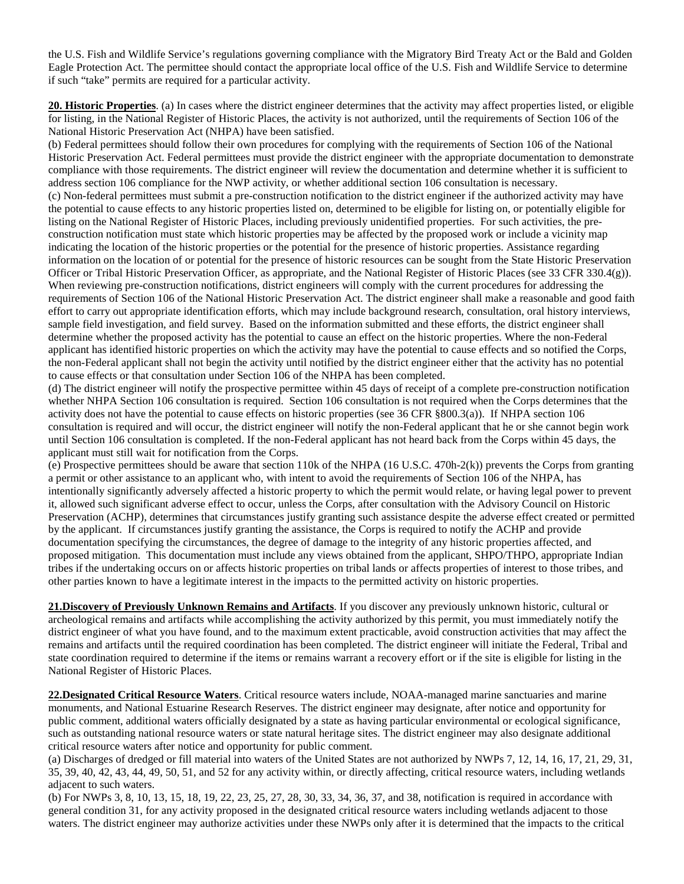the U.S. Fish and Wildlife Service's regulations governing compliance with the Migratory Bird Treaty Act or the Bald and Golden Eagle Protection Act. The permittee should contact the appropriate local office of the U.S. Fish and Wildlife Service to determine if such "take" permits are required for a particular activity.

**20. Historic Properties**. (a) In cases where the district engineer determines that the activity may affect properties listed, or eligible for listing, in the National Register of Historic Places, the activity is not authorized, until the requirements of Section 106 of the National Historic Preservation Act (NHPA) have been satisfied.

(b) Federal permittees should follow their own procedures for complying with the requirements of Section 106 of the National Historic Preservation Act. Federal permittees must provide the district engineer with the appropriate documentation to demonstrate compliance with those requirements. The district engineer will review the documentation and determine whether it is sufficient to address section 106 compliance for the NWP activity, or whether additional section 106 consultation is necessary.

(c) Non-federal permittees must submit a pre-construction notification to the district engineer if the authorized activity may have the potential to cause effects to any historic properties listed on, determined to be eligible for listing on, or potentially eligible for listing on the National Register of Historic Places, including previously unidentified properties. For such activities, the pre-construction notification must state which historic properties may be affected by the proposed work or include a vicinity map indicating the location of the historic properties or the potential for the presence of historic properties. Assistance regarding information on the location of or potential for the presence of historic resources can be sought from the State Historic Preservation Officer or Tribal Historic Preservation Officer, as appropriate, and the National Register of Historic Places (see 33 CFR 330.4(g)). When reviewing pre-construction notifications, district engineers will comply with the current procedures for addressing the requirements of Section 106 of the National Historic Preservation Act. The district engineer shall make a reasonable and good faith effort to carry out appropriate identification efforts, which may include background research, consultation, oral history interviews, sample field investigation, and field survey. Based on the information submitted and these efforts, the district engineer shall determine whether the proposed activity has the potential to cause an effect on the historic properties. Where the non-Federal applicant has identified historic properties on which the activity may have the potential to cause effects and so notified the Corps, the non-Federal applicant shall not begin the activity until notified by the district engineer either that the activity has no potential to cause effects or that consultation under Section 106 of the NHPA has been completed.

(d) The district engineer will notify the prospective permittee within 45 days of receipt of a complete pre-construction notification whether NHPA Section 106 consultation is required. Section 106 consultation is not required when the Corps determines that the activity does not have the potential to cause effects on historic properties (see 36 CFR §800.3(a)). If NHPA section 106 consultation is required and will occur, the district engineer will notify the non-Federal applicant that he or she cannot begin work until Section 106 consultation is completed. If the non-Federal applicant has not heard back from the Corps within 45 days, the applicant must still wait for notification from the Corps.

(e) Prospective permittees should be aware that section 110k of the NHPA (16 U.S.C. 470h-2(k)) prevents the Corps from granting a permit or other assistance to an applicant who, with intent to avoid the requirements of Section 106 of the NHPA, has intentionally significantly adversely affected a historic property to which the permit would relate, or having legal power to prevent it, allowed such significant adverse effect to occur, unless the Corps, after consultation with the Advisory Council on Historic Preservation (ACHP), determines that circumstances justify granting such assistance despite the adverse effect created or permitted by the applicant. If circumstances justify granting the assistance, the Corps is required to notify the ACHP and provide documentation specifying the circumstances, the degree of damage to the integrity of any historic properties affected, and proposed mitigation. This documentation must include any views obtained from the applicant, SHPO/THPO, appropriate Indian tribes if the undertaking occurs on or affects historic properties on tribal lands or affects properties of interest to those tribes, and other parties known to have a legitimate interest in the impacts to the permitted activity on historic properties.

**21.Discovery of Previously Unknown Remains and Artifacts**. If you discover any previously unknown historic, cultural or archeological remains and artifacts while accomplishing the activity authorized by this permit, you must immediately notify the district engineer of what you have found, and to the maximum extent practicable, avoid construction activities that may affect the remains and artifacts until the required coordination has been completed. The district engineer will initiate the Federal, Tribal and state coordination required to determine if the items or remains warrant a recovery effort or if the site is eligible for listing in the National Register of Historic Places.

**22.Designated Critical Resource Waters**. Critical resource waters include, NOAA-managed marine sanctuaries and marine monuments, and National Estuarine Research Reserves. The district engineer may designate, after notice and opportunity for public comment, additional waters officially designated by a state as having particular environmental or ecological significance, such as outstanding national resource waters or state natural heritage sites. The district engineer may also designate additional critical resource waters after notice and opportunity for public comment.

(a) Discharges of dredged or fill material into waters of the United States are not authorized by NWPs 7, 12, 14, 16, 17, 21, 29, 31, 35, 39, 40, 42, 43, 44, 49, 50, 51, and 52 for any activity within, or directly affecting, critical resource waters, including wetlands adjacent to such waters.

(b) For NWPs 3, 8, 10, 13, 15, 18, 19, 22, 23, 25, 27, 28, 30, 33, 34, 36, 37, and 38, notification is required in accordance with general condition 31, for any activity proposed in the designated critical resource waters including wetlands adjacent to those waters. The district engineer may authorize activities under these NWPs only after it is determined that the impacts to the critical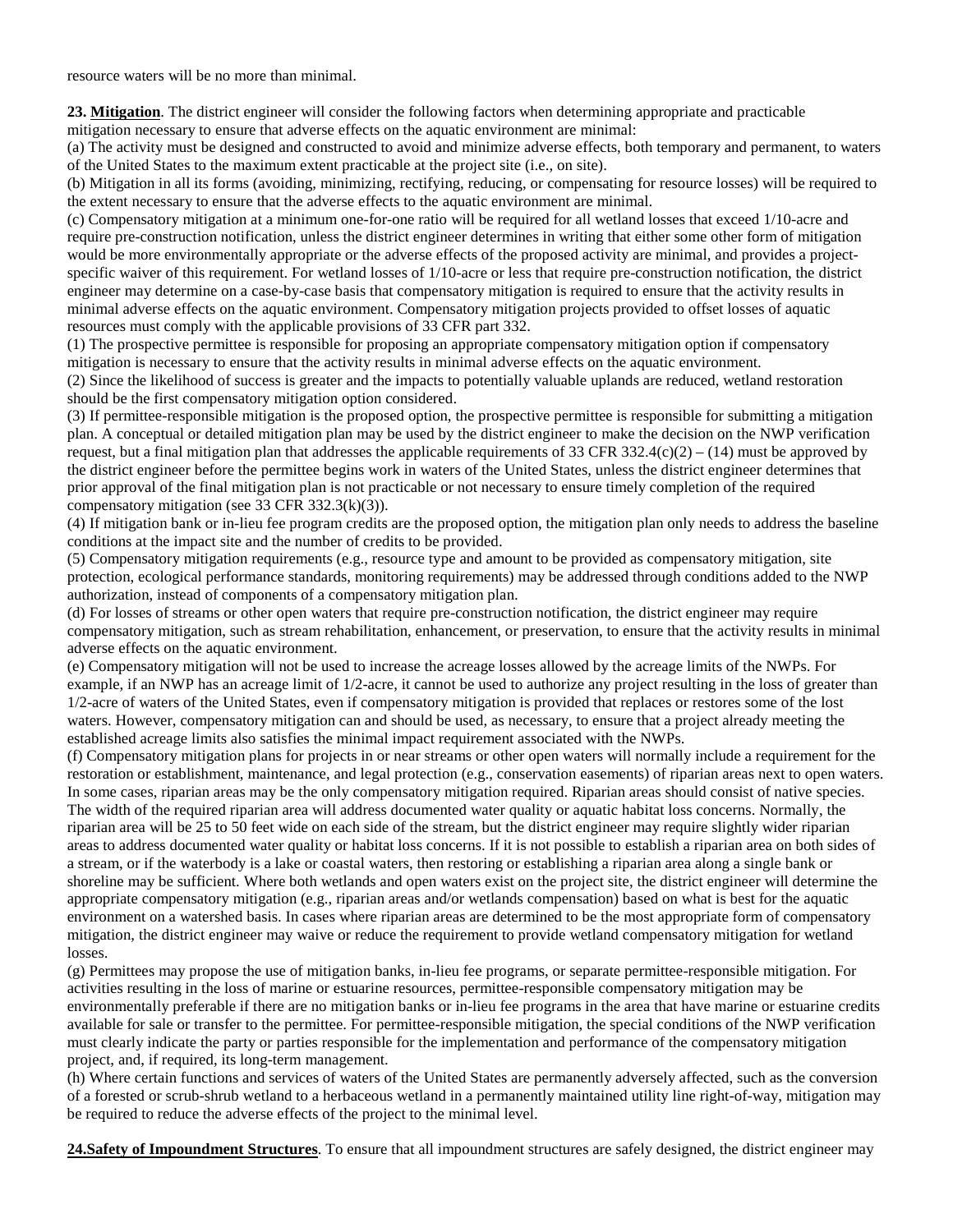resource waters will be no more than minimal.

**23. Mitigation**. The district engineer will consider the following factors when determining appropriate and practicable mitigation necessary to ensure that adverse effects on the aquatic environment are minimal:

(a) The activity must be designed and constructed to avoid and minimize adverse effects, both temporary and permanent, to waters of the United States to the maximum extent practicable at the project site (i.e., on site).

(b) Mitigation in all its forms (avoiding, minimizing, rectifying, reducing, or compensating for resource losses) will be required to the extent necessary to ensure that the adverse effects to the aquatic environment are minimal.

(c) Compensatory mitigation at a minimum one-for-one ratio will be required for all wetland losses that exceed 1/10-acre and require pre-construction notification, unless the district engineer determines in writing that either some other form of mitigation would be more environmentally appropriate or the adverse effects of the proposed activity are minimal, and provides a project-specific waiver of this requirement. For wetland losses of 1/10-acre or less that require pre-construction notification, the district engineer may determine on a case-by-case basis that compensatory mitigation is required to ensure that the activity results in minimal adverse effects on the aquatic environment. Compensatory mitigation projects provided to offset losses of aquatic resources must comply with the applicable provisions of 33 CFR part 332.

(1) The prospective permittee is responsible for proposing an appropriate compensatory mitigation option if compensatory mitigation is necessary to ensure that the activity results in minimal adverse effects on the aquatic environment.

(2) Since the likelihood of success is greater and the impacts to potentially valuable uplands are reduced, wetland restoration should be the first compensatory mitigation option considered.

(3) If permittee-responsible mitigation is the proposed option, the prospective permittee is responsible for submitting a mitigation plan. A conceptual or detailed mitigation plan may be used by the district engineer to make the decision on the NWP verification request, but a final mitigation plan that addresses the applicable requirements of 33 CFR 332.4(c)(2) – (14) must be approved by the district engineer before the permittee begins work in waters of the United States, unless the district engineer determines that prior approval of the final mitigation plan is not practicable or not necessary to ensure timely completion of the required compensatory mitigation (see 33 CFR 332.3(k)(3)).

(4) If mitigation bank or in-lieu fee program credits are the proposed option, the mitigation plan only needs to address the baseline conditions at the impact site and the number of credits to be provided.

(5) Compensatory mitigation requirements (e.g., resource type and amount to be provided as compensatory mitigation, site protection, ecological performance standards, monitoring requirements) may be addressed through conditions added to the NWP authorization, instead of components of a compensatory mitigation plan.

(d) For losses of streams or other open waters that require pre-construction notification, the district engineer may require compensatory mitigation, such as stream rehabilitation, enhancement, or preservation, to ensure that the activity results in minimal adverse effects on the aquatic environment.

(e) Compensatory mitigation will not be used to increase the acreage losses allowed by the acreage limits of the NWPs. For example, if an NWP has an acreage limit of 1/2-acre, it cannot be used to authorize any project resulting in the loss of greater than 1/2-acre of waters of the United States, even if compensatory mitigation is provided that replaces or restores some of the lost waters. However, compensatory mitigation can and should be used, as necessary, to ensure that a project already meeting the established acreage limits also satisfies the minimal impact requirement associated with the NWPs.

(f) Compensatory mitigation plans for projects in or near streams or other open waters will normally include a requirement for the restoration or establishment, maintenance, and legal protection (e.g., conservation easements) of riparian areas next to open waters. In some cases, riparian areas may be the only compensatory mitigation required. Riparian areas should consist of native species. The width of the required riparian area will address documented water quality or aquatic habitat loss concerns. Normally, the riparian area will be 25 to 50 feet wide on each side of the stream, but the district engineer may require slightly wider riparian areas to address documented water quality or habitat loss concerns. If it is not possible to establish a riparian area on both sides of a stream, or if the waterbody is a lake or coastal waters, then restoring or establishing a riparian area along a single bank or shoreline may be sufficient. Where both wetlands and open waters exist on the project site, the district engineer will determine the appropriate compensatory mitigation (e.g., riparian areas and/or wetlands compensation) based on what is best for the aquatic environment on a watershed basis. In cases where riparian areas are determined to be the most appropriate form of compensatory mitigation, the district engineer may waive or reduce the requirement to provide wetland compensatory mitigation for wetland losses.

(g) Permittees may propose the use of mitigation banks, in-lieu fee programs, or separate permittee-responsible mitigation. For activities resulting in the loss of marine or estuarine resources, permittee-responsible compensatory mitigation may be environmentally preferable if there are no mitigation banks or in-lieu fee programs in the area that have marine or estuarine credits available for sale or transfer to the permittee. For permittee-responsible mitigation, the special conditions of the NWP verification must clearly indicate the party or parties responsible for the implementation and performance of the compensatory mitigation project, and, if required, its long-term management.

(h) Where certain functions and services of waters of the United States are permanently adversely affected, such as the conversion of a forested or scrub-shrub wetland to a herbaceous wetland in a permanently maintained utility line right-of-way, mitigation may be required to reduce the adverse effects of the project to the minimal level.

**24. Safety of Impoundment Structures**. To ensure that all impoundment structures are safely designed, the district engineer may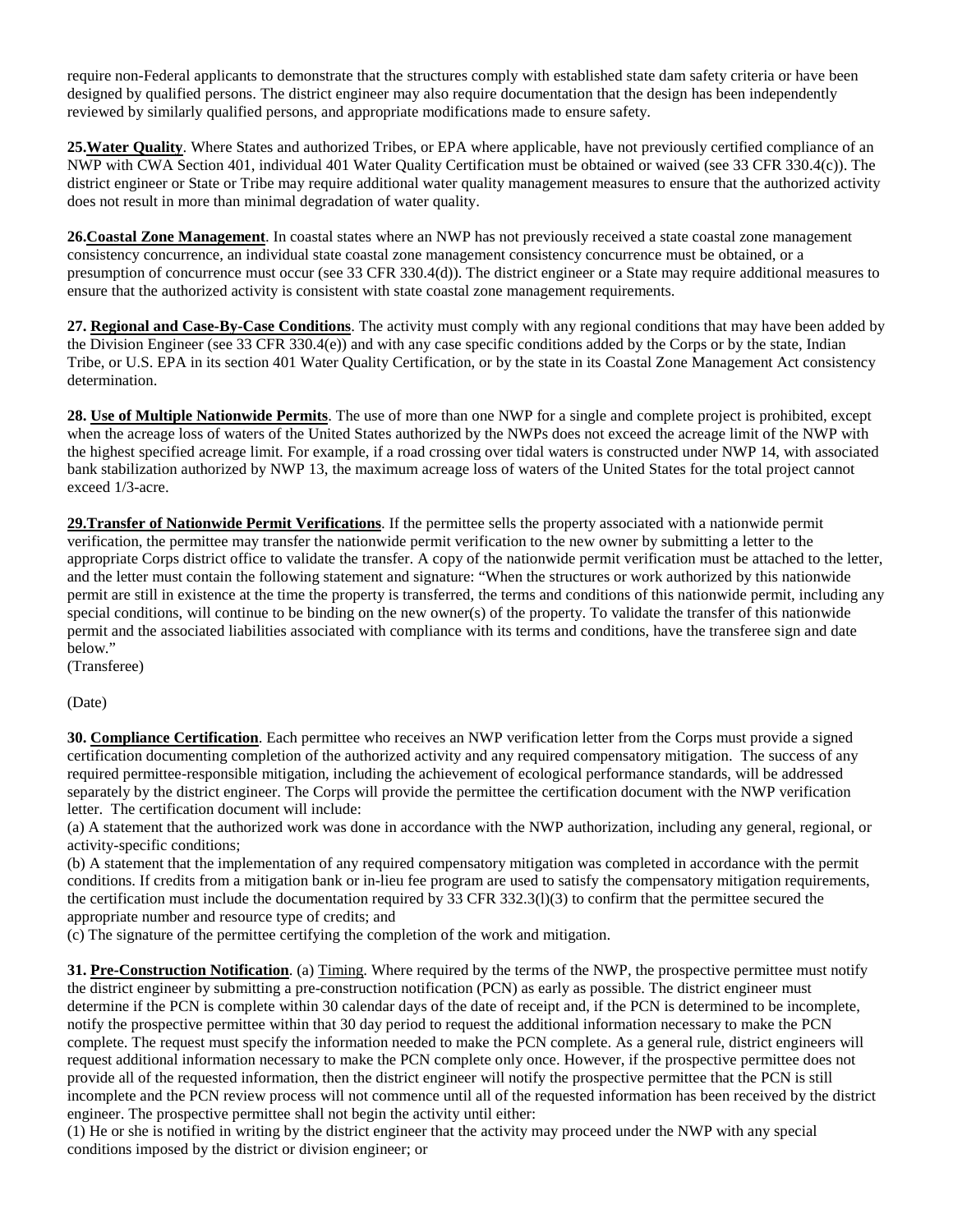require non-Federal applicants to demonstrate that the structures comply with established state dam safety criteria or have been designed by qualified persons. The district engineer may also require documentation that the design has been independently reviewed by similarly qualified persons, and appropriate modifications made to ensure safety.

**25.<u>Water Quality</u>**. Where States and authorized Tribes, or EPA where applicable, have not previously certified compliance of an NWP with CWA Section 401, individual 401 Water Quality Certification must be obtained or waived (see 33 CFR 330.4(c)). The district engineer or State or Tribe may require additional water quality management measures to ensure that the authorized activity does not result in more than minimal degradation of water quality.

**26.<u>Coastal Zone Management</u>**. In coastal states where an NWP has not previously received a state coastal zone management consistency concurrence, an individual state coastal zone management consistency concurrence must be obtained, or a presumption of concurrence must occur (see 33 CFR 330.4(d)). The district engineer or a State may require additional measures to ensure that the authorized activity is consistent with state coastal zone management requirements.

**27. <u>Regional and Case-By-Case Conditions</u>**. The activity must comply with any regional conditions that may have been added by the Division Engineer (see 33 CFR 330.4(e)) and with any case specific conditions added by the Corps or by the state, Indian Tribe, or U.S. EPA in its section 401 Water Quality Certification, or by the state in its Coastal Zone Management Act consistency determination.

**28. <u>Use of Multiple Nationwide Permits</u>**. The use of more than one NWP for a single and complete project is prohibited, except when the acreage loss of waters of the United States authorized by the NWPs does not exceed the acreage limit of the NWP with the highest specified acreage limit. For example, if a road crossing over tidal waters is constructed under NWP 14, with associated bank stabilization authorized by NWP 13, the maximum acreage loss of waters of the United States for the total project cannot exceed 1/3-acre.

**29.<u>Transfer of Nationwide Permit Verifications</u>**. If the permittee sells the property associated with a nationwide permit verification, the permittee may transfer the nationwide permit verification to the new owner by submitting a letter to the appropriate Corps district office to validate the transfer. A copy of the nationwide permit verification must be attached to the letter, and the letter must contain the following statement and signature: "When the structures or work authorized by this nationwide permit are still in existence at the time the property is transferred, the terms and conditions of this nationwide permit, including any special conditions, will continue to be binding on the new owner(s) of the property. To validate the transfer of this nationwide permit and the associated liabilities associated with compliance with its terms and conditions, have the transferee sign and date below."
(Transferee)

(Date)

**30. <u>Compliance Certification</u>**. Each permittee who receives an NWP verification letter from the Corps must provide a signed certification documenting completion of the authorized activity and any required compensatory mitigation. The success of any required permittee-responsible mitigation, including the achievement of ecological performance standards, will be addressed separately by the district engineer. The Corps will provide the permittee the certification document with the NWP verification letter. The certification document will include:

(a) A statement that the authorized work was done in accordance with the NWP authorization, including any general, regional, or activity-specific conditions;

(b) A statement that the implementation of any required compensatory mitigation was completed in accordance with the permit conditions. If credits from a mitigation bank or in-lieu fee program are used to satisfy the compensatory mitigation requirements, the certification must include the documentation required by 33 CFR 332.3(l)(3) to confirm that the permittee secured the appropriate number and resource type of credits; and

(c) The signature of the permittee certifying the completion of the work and mitigation.

**31. <u>Pre-Construction Notification</u>**. (a) <u>Timing</u>. Where required by the terms of the NWP, the prospective permittee must notify the district engineer by submitting a pre-construction notification (PCN) as early as possible. The district engineer must determine if the PCN is complete within 30 calendar days of the date of receipt and, if the PCN is determined to be incomplete, notify the prospective permittee within that 30 day period to request the additional information necessary to make the PCN complete. The request must specify the information needed to make the PCN complete. As a general rule, district engineers will request additional information necessary to make the PCN complete only once. However, if the prospective permittee does not provide all of the requested information, then the district engineer will notify the prospective permittee that the PCN is still incomplete and the PCN review process will not commence until all of the requested information has been received by the district engineer. The prospective permittee shall not begin the activity until either:

(1) He or she is notified in writing by the district engineer that the activity may proceed under the NWP with any special conditions imposed by the district or division engineer; or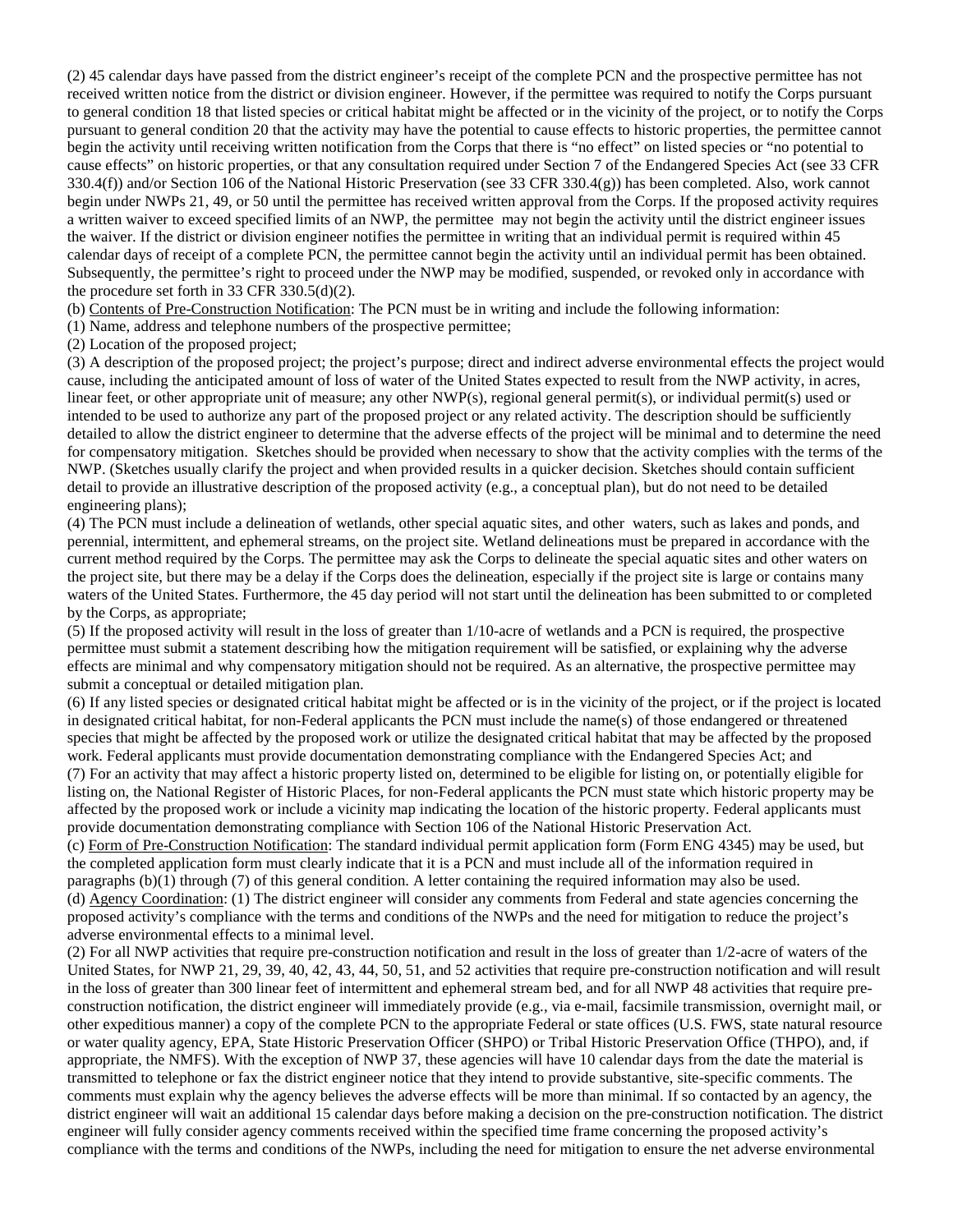(2) 45 calendar days have passed from the district engineer's receipt of the complete PCN and the prospective permittee has not received written notice from the district or division engineer. However, if the permittee was required to notify the Corps pursuant to general condition 18 that listed species or critical habitat might be affected or in the vicinity of the project, or to notify the Corps pursuant to general condition 20 that the activity may have the potential to cause effects to historic properties, the permittee cannot begin the activity until receiving written notification from the Corps that there is "no effect" on listed species or "no potential to cause effects" on historic properties, or that any consultation required under Section 7 of the Endangered Species Act (see 33 CFR 330.4(f)) and/or Section 106 of the National Historic Preservation (see 33 CFR 330.4(g)) has been completed. Also, work cannot begin under NWPs 21, 49, or 50 until the permittee has received written approval from the Corps. If the proposed activity requires a written waiver to exceed specified limits of an NWP, the permittee may not begin the activity until the district engineer issues the waiver. If the district or division engineer notifies the permittee in writing that an individual permit is required within 45 calendar days of receipt of a complete PCN, the permittee cannot begin the activity until an individual permit has been obtained. Subsequently, the permittee's right to proceed under the NWP may be modified, suspended, or revoked only in accordance with the procedure set forth in 33 CFR 330.5(d)(2).

(b) <u>Contents of Pre-Construction Notification</u>: The PCN must be in writing and include the following information:

(1) Name, address and telephone numbers of the prospective permittee;

(2) Location of the proposed project;

(3) A description of the proposed project; the project's purpose; direct and indirect adverse environmental effects the project would cause, including the anticipated amount of loss of water of the United States expected to result from the NWP activity, in acres, linear feet, or other appropriate unit of measure; any other NWP(s), regional general permit(s), or individual permit(s) used or intended to be used to authorize any part of the proposed project or any related activity. The description should be sufficiently detailed to allow the district engineer to determine that the adverse effects of the project will be minimal and to determine the need for compensatory mitigation. Sketches should be provided when necessary to show that the activity complies with the terms of the NWP. (Sketches usually clarify the project and when provided results in a quicker decision. Sketches should contain sufficient detail to provide an illustrative description of the proposed activity (e.g., a conceptual plan), but do not need to be detailed engineering plans);

(4) The PCN must include a delineation of wetlands, other special aquatic sites, and other waters, such as lakes and ponds, and perennial, intermittent, and ephemeral streams, on the project site. Wetland delineations must be prepared in accordance with the current method required by the Corps. The permittee may ask the Corps to delineate the special aquatic sites and other waters on the project site, but there may be a delay if the Corps does the delineation, especially if the project site is large or contains many waters of the United States. Furthermore, the 45 day period will not start until the delineation has been submitted to or completed by the Corps, as appropriate;

(5) If the proposed activity will result in the loss of greater than 1/10-acre of wetlands and a PCN is required, the prospective permittee must submit a statement describing how the mitigation requirement will be satisfied, or explaining why the adverse effects are minimal and why compensatory mitigation should not be required. As an alternative, the prospective permittee may submit a conceptual or detailed mitigation plan.

(6) If any listed species or designated critical habitat might be affected or is in the vicinity of the project, or if the project is located in designated critical habitat, for non-Federal applicants the PCN must include the name(s) of those endangered or threatened species that might be affected by the proposed work or utilize the designated critical habitat that may be affected by the proposed work. Federal applicants must provide documentation demonstrating compliance with the Endangered Species Act; and

(7) For an activity that may affect a historic property listed on, determined to be eligible for listing on, or potentially eligible for listing on, the National Register of Historic Places, for non-Federal applicants the PCN must state which historic property may be affected by the proposed work or include a vicinity map indicating the location of the historic property. Federal applicants must provide documentation demonstrating compliance with Section 106 of the National Historic Preservation Act.

(c) <u>Form of Pre-Construction Notification</u>: The standard individual permit application form (Form ENG 4345) may be used, but the completed application form must clearly indicate that it is a PCN and must include all of the information required in paragraphs (b)(1) through (7) of this general condition. A letter containing the required information may also be used.

(d) <u>Agency Coordination</u>: (1) The district engineer will consider any comments from Federal and state agencies concerning the proposed activity's compliance with the terms and conditions of the NWPs and the need for mitigation to reduce the project's adverse environmental effects to a minimal level.

(2) For all NWP activities that require pre-construction notification and result in the loss of greater than 1/2-acre of waters of the United States, for NWP 21, 29, 39, 40, 42, 43, 44, 50, 51, and 52 activities that require pre-construction notification and will result in the loss of greater than 300 linear feet of intermittent and ephemeral stream bed, and for all NWP 48 activities that require pre-construction notification, the district engineer will immediately provide (e.g., via e-mail, facsimile transmission, overnight mail, or other expeditious manner) a copy of the complete PCN to the appropriate Federal or state offices (U.S. FWS, state natural resource or water quality agency, EPA, State Historic Preservation Officer (SHPO) or Tribal Historic Preservation Office (THPO), and, if appropriate, the NMFS). With the exception of NWP 37, these agencies will have 10 calendar days from the date the material is transmitted to telephone or fax the district engineer notice that they intend to provide substantive, site-specific comments. The comments must explain why the agency believes the adverse effects will be more than minimal. If so contacted by an agency, the district engineer will wait an additional 15 calendar days before making a decision on the pre-construction notification. The district engineer will fully consider agency comments received within the specified time frame concerning the proposed activity's compliance with the terms and conditions of the NWPs, including the need for mitigation to ensure the net adverse environmental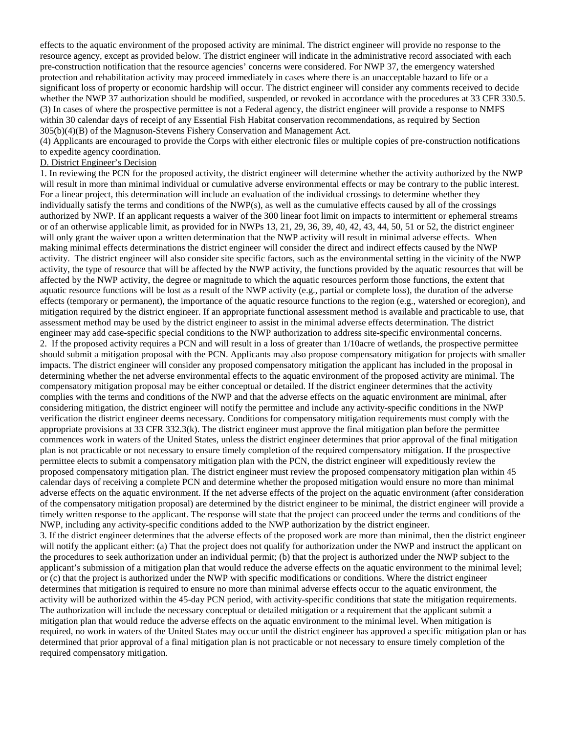effects to the aquatic environment of the proposed activity are minimal. The district engineer will provide no response to the resource agency, except as provided below. The district engineer will indicate in the administrative record associated with each pre-construction notification that the resource agencies' concerns were considered. For NWP 37, the emergency watershed protection and rehabilitation activity may proceed immediately in cases where there is an unacceptable hazard to life or a significant loss of property or economic hardship will occur. The district engineer will consider any comments received to decide whether the NWP 37 authorization should be modified, suspended, or revoked in accordance with the procedures at 33 CFR 330.5.

(3) In cases of where the prospective permittee is not a Federal agency, the district engineer will provide a response to NMFS within 30 calendar days of receipt of any Essential Fish Habitat conservation recommendations, as required by Section 305(b)(4)(B) of the Magnuson-Stevens Fishery Conservation and Management Act.

(4) Applicants are encouraged to provide the Corps with either electronic files or multiple copies of pre-construction notifications to expedite agency coordination.

D. District Engineer's Decision

1. In reviewing the PCN for the proposed activity, the district engineer will determine whether the activity authorized by the NWP will result in more than minimal individual or cumulative adverse environmental effects or may be contrary to the public interest. For a linear project, this determination will include an evaluation of the individual crossings to determine whether they individually satisfy the terms and conditions of the NWP(s), as well as the cumulative effects caused by all of the crossings authorized by NWP. If an applicant requests a waiver of the 300 linear foot limit on impacts to intermittent or ephemeral streams or of an otherwise applicable limit, as provided for in NWPs 13, 21, 29, 36, 39, 40, 42, 43, 44, 50, 51 or 52, the district engineer will only grant the waiver upon a written determination that the NWP activity will result in minimal adverse effects. When making minimal effects determinations the district engineer will consider the direct and indirect effects caused by the NWP activity. The district engineer will also consider site specific factors, such as the environmental setting in the vicinity of the NWP activity, the type of resource that will be affected by the NWP activity, the functions provided by the aquatic resources that will be affected by the NWP activity, the degree or magnitude to which the aquatic resources perform those functions, the extent that aquatic resource functions will be lost as a result of the NWP activity (e.g., partial or complete loss), the duration of the adverse effects (temporary or permanent), the importance of the aquatic resource functions to the region (e.g., watershed or ecoregion), and mitigation required by the district engineer. If an appropriate functional assessment method is available and practicable to use, that assessment method may be used by the district engineer to assist in the minimal adverse effects determination. The district engineer may add case-specific special conditions to the NWP authorization to address site-specific environmental concerns.

2. If the proposed activity requires a PCN and will result in a loss of greater than 1/10acre of wetlands, the prospective permittee should submit a mitigation proposal with the PCN. Applicants may also propose compensatory mitigation for projects with smaller impacts. The district engineer will consider any proposed compensatory mitigation the applicant has included in the proposal in determining whether the net adverse environmental effects to the aquatic environment of the proposed activity are minimal. The compensatory mitigation proposal may be either conceptual or detailed. If the district engineer determines that the activity complies with the terms and conditions of the NWP and that the adverse effects on the aquatic environment are minimal, after considering mitigation, the district engineer will notify the permittee and include any activity-specific conditions in the NWP verification the district engineer deems necessary. Conditions for compensatory mitigation requirements must comply with the appropriate provisions at 33 CFR 332.3(k). The district engineer must approve the final mitigation plan before the permittee commences work in waters of the United States, unless the district engineer determines that prior approval of the final mitigation plan is not practicable or not necessary to ensure timely completion of the required compensatory mitigation. If the prospective permittee elects to submit a compensatory mitigation plan with the PCN, the district engineer will expeditiously review the proposed compensatory mitigation plan. The district engineer must review the proposed compensatory mitigation plan within 45 calendar days of receiving a complete PCN and determine whether the proposed mitigation would ensure no more than minimal adverse effects on the aquatic environment. If the net adverse effects of the project on the aquatic environment (after consideration of the compensatory mitigation proposal) are determined by the district engineer to be minimal, the district engineer will provide a timely written response to the applicant. The response will state that the project can proceed under the terms and conditions of the NWP, including any activity-specific conditions added to the NWP authorization by the district engineer.

3. If the district engineer determines that the adverse effects of the proposed work are more than minimal, then the district engineer will notify the applicant either: (a) That the project does not qualify for authorization under the NWP and instruct the applicant on the procedures to seek authorization under an individual permit; (b) that the project is authorized under the NWP subject to the applicant's submission of a mitigation plan that would reduce the adverse effects on the aquatic environment to the minimal level; or (c) that the project is authorized under the NWP with specific modifications or conditions. Where the district engineer determines that mitigation is required to ensure no more than minimal adverse effects occur to the aquatic environment, the activity will be authorized within the 45-day PCN period, with activity-specific conditions that state the mitigation requirements. The authorization will include the necessary conceptual or detailed mitigation or a requirement that the applicant submit a mitigation plan that would reduce the adverse effects on the aquatic environment to the minimal level. When mitigation is required, no work in waters of the United States may occur until the district engineer has approved a specific mitigation plan or has determined that prior approval of a final mitigation plan is not practicable or not necessary to ensure timely completion of the required compensatory mitigation.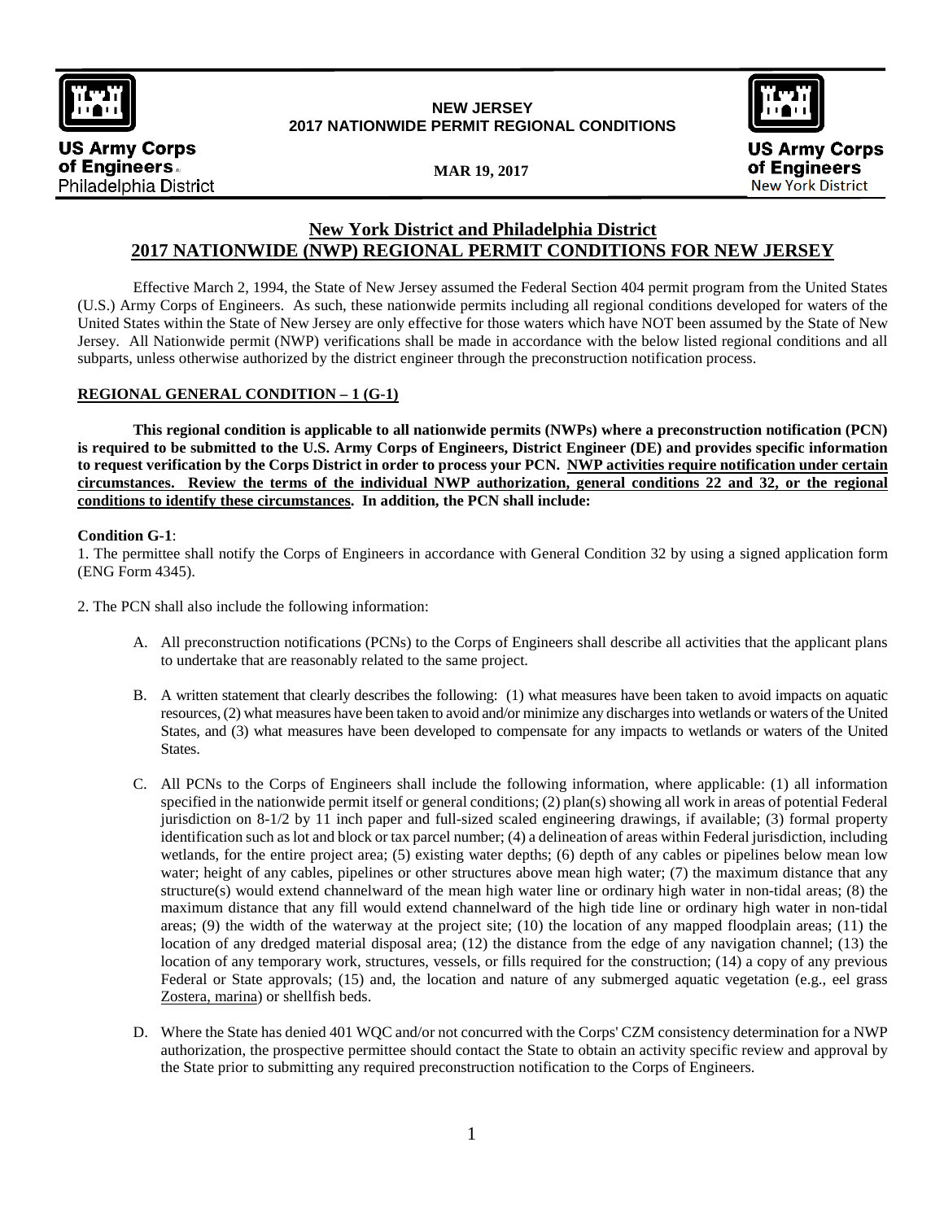**NEW JERSEY**
**2017 NATIONWIDE PERMIT REGIONAL CONDITIONS**

**MAR 19, 2017**

US Army Corps of Engineers Philadelphia District

US Army Corps of Engineers New York District

# New York District and Philadelphia District
# 2017 NATIONWIDE (NWP) REGIONAL PERMIT CONDITIONS FOR NEW JERSEY

Effective March 2, 1994, the State of New Jersey assumed the Federal Section 404 permit program from the United States (U.S.) Army Corps of Engineers. As such, these nationwide permits including all regional conditions developed for waters of the United States within the State of New Jersey are only effective for those waters which have NOT been assumed by the State of New Jersey. All Nationwide permit (NWP) verifications shall be made in accordance with the below listed regional conditions and all subparts, unless otherwise authorized by the district engineer through the preconstruction notification process.

## REGIONAL GENERAL CONDITION – 1 (G-1)

**This regional condition is applicable to all nationwide permits (NWPs) where a preconstruction notification (PCN) is required to be submitted to the U.S. Army Corps of Engineers, District Engineer (DE) and provides specific information to request verification by the Corps District in order to process your PCN. NWP activities require notification under certain circumstances. Review the terms of the individual NWP authorization, general conditions 22 and 32, or the regional conditions to identify these circumstances. In addition, the PCN shall include:**

**Condition G-1**:

1. The permittee shall notify the Corps of Engineers in accordance with General Condition 32 by using a signed application form (ENG Form 4345).

2. The PCN shall also include the following information:

A. All preconstruction notifications (PCNs) to the Corps of Engineers shall describe all activities that the applicant plans to undertake that are reasonably related to the same project.

B. A written statement that clearly describes the following: (1) what measures have been taken to avoid impacts on aquatic resources, (2) what measures have been taken to avoid and/or minimize any discharges into wetlands or waters of the United States, and (3) what measures have been developed to compensate for any impacts to wetlands or waters of the United States.

C. All PCNs to the Corps of Engineers shall include the following information, where applicable: (1) all information specified in the nationwide permit itself or general conditions; (2) plan(s) showing all work in areas of potential Federal jurisdiction on 8-1/2 by 11 inch paper and full-sized scaled engineering drawings, if available; (3) formal property identification such as lot and block or tax parcel number; (4) a delineation of areas within Federal jurisdiction, including wetlands, for the entire project area; (5) existing water depths; (6) depth of any cables or pipelines below mean low water; height of any cables, pipelines or other structures above mean high water; (7) the maximum distance that any structure(s) would extend channelward of the mean high water line or ordinary high water in non-tidal areas; (8) the maximum distance that any fill would extend channelward of the high tide line or ordinary high water in non-tidal areas; (9) the width of the waterway at the project site; (10) the location of any mapped floodplain areas; (11) the location of any dredged material disposal area; (12) the distance from the edge of any navigation channel; (13) the location of any temporary work, structures, vessels, or fills required for the construction; (14) a copy of any previous Federal or State approvals; (15) and, the location and nature of any submerged aquatic vegetation (e.g., eel grass Zostera, marina) or shellfish beds.

D. Where the State has denied 401 WQC and/or not concurred with the Corps' CZM consistency determination for a NWP authorization, the prospective permittee should contact the State to obtain an activity specific review and approval by the State prior to submitting any required preconstruction notification to the Corps of Engineers.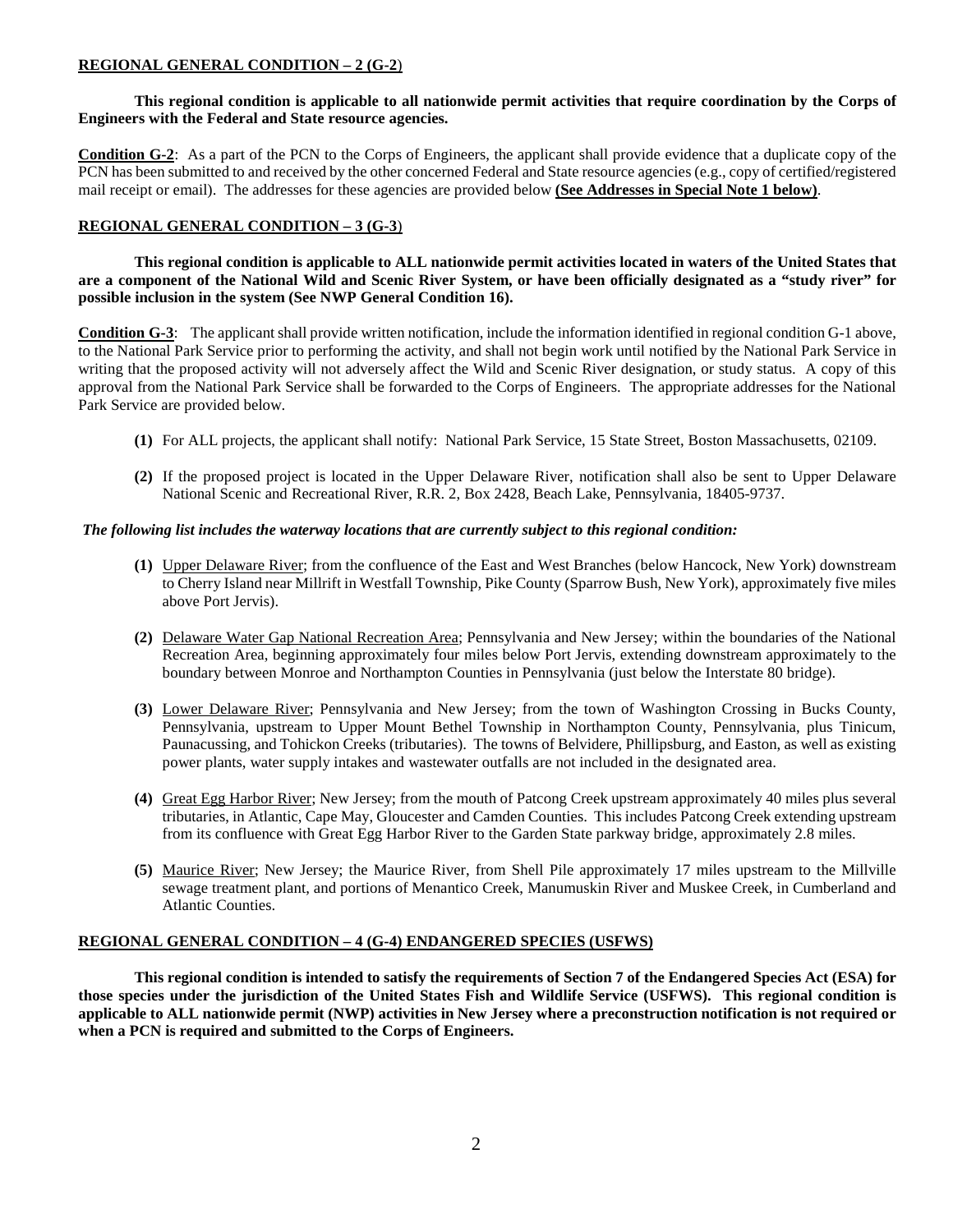**REGIONAL GENERAL CONDITION – 2 (G-2)**

**This regional condition is applicable to all nationwide permit activities that require coordination by the Corps of Engineers with the Federal and State resource agencies.**

**Condition G-2**: As a part of the PCN to the Corps of Engineers, the applicant shall provide evidence that a duplicate copy of the PCN has been submitted to and received by the other concerned Federal and State resource agencies (e.g., copy of certified/registered mail receipt or email). The addresses for these agencies are provided below **(See Addresses in Special Note 1 below)**.

**REGIONAL GENERAL CONDITION – 3 (G-3)**

**This regional condition is applicable to ALL nationwide permit activities located in waters of the United States that are a component of the National Wild and Scenic River System, or have been officially designated as a "study river" for possible inclusion in the system (See NWP General Condition 16).**

**Condition G-3**: The applicant shall provide written notification, include the information identified in regional condition G-1 above, to the National Park Service prior to performing the activity, and shall not begin work until notified by the National Park Service in writing that the proposed activity will not adversely affect the Wild and Scenic River designation, or study status. A copy of this approval from the National Park Service shall be forwarded to the Corps of Engineers. The appropriate addresses for the National Park Service are provided below.

- **(1)** For ALL projects, the applicant shall notify: National Park Service, 15 State Street, Boston Massachusetts, 02109.
- **(2)** If the proposed project is located in the Upper Delaware River, notification shall also be sent to Upper Delaware National Scenic and Recreational River, R.R. 2, Box 2428, Beach Lake, Pennsylvania, 18405-9737.

***The following list includes the waterway locations that are currently subject to this regional condition:***

- **(1)** Upper Delaware River; from the confluence of the East and West Branches (below Hancock, New York) downstream to Cherry Island near Millrift in Westfall Township, Pike County (Sparrow Bush, New York), approximately five miles above Port Jervis).
- **(2)** Delaware Water Gap National Recreation Area; Pennsylvania and New Jersey; within the boundaries of the National Recreation Area, beginning approximately four miles below Port Jervis, extending downstream approximately to the boundary between Monroe and Northampton Counties in Pennsylvania (just below the Interstate 80 bridge).
- **(3)** Lower Delaware River; Pennsylvania and New Jersey; from the town of Washington Crossing in Bucks County, Pennsylvania, upstream to Upper Mount Bethel Township in Northampton County, Pennsylvania, plus Tinicum, Paunacussing, and Tohickon Creeks (tributaries). The towns of Belvidere, Phillipsburg, and Easton, as well as existing power plants, water supply intakes and wastewater outfalls are not included in the designated area.
- **(4)** Great Egg Harbor River; New Jersey; from the mouth of Patcong Creek upstream approximately 40 miles plus several tributaries, in Atlantic, Cape May, Gloucester and Camden Counties. This includes Patcong Creek extending upstream from its confluence with Great Egg Harbor River to the Garden State parkway bridge, approximately 2.8 miles.
- **(5)** Maurice River; New Jersey; the Maurice River, from Shell Pile approximately 17 miles upstream to the Millville sewage treatment plant, and portions of Menantico Creek, Manumuskin River and Muskee Creek, in Cumberland and Atlantic Counties.

**REGIONAL GENERAL CONDITION – 4 (G-4) ENDANGERED SPECIES (USFWS)**

**This regional condition is intended to satisfy the requirements of Section 7 of the Endangered Species Act (ESA) for those species under the jurisdiction of the United States Fish and Wildlife Service (USFWS). This regional condition is applicable to ALL nationwide permit (NWP) activities in New Jersey where a preconstruction notification is not required or when a PCN is required and submitted to the Corps of Engineers.**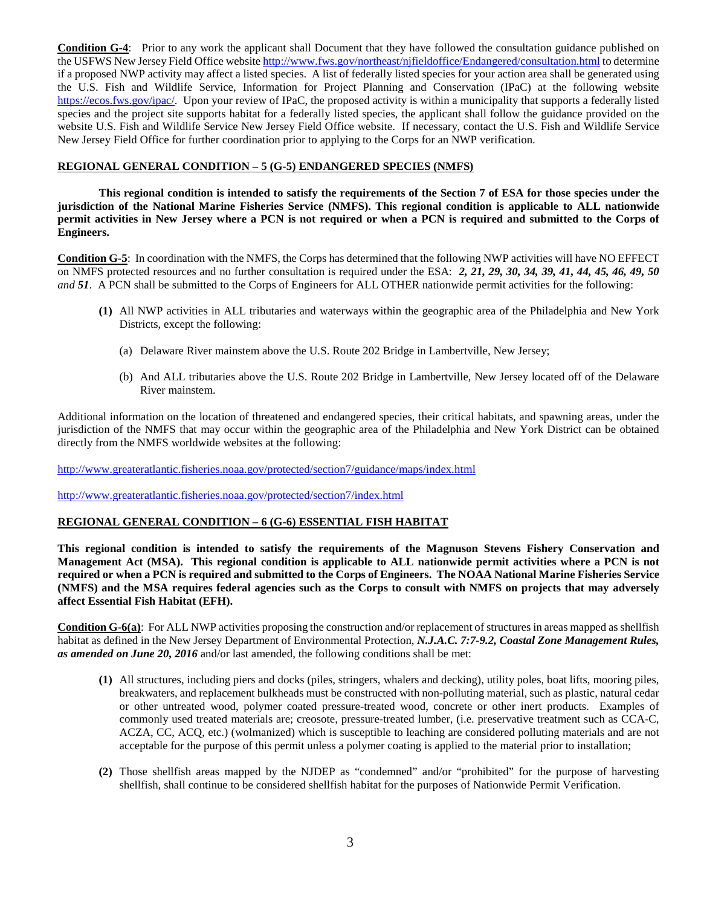**Condition G-4**: Prior to any work the applicant shall Document that they have followed the consultation guidance published on the USFWS New Jersey Field Office website http://www.fws.gov/northeast/njfieldoffice/Endangered/consultation.html to determine if a proposed NWP activity may affect a listed species. A list of federally listed species for your action area shall be generated using the U.S. Fish and Wildlife Service, Information for Project Planning and Conservation (IPaC) at the following website https://ecos.fws.gov/ipac/. Upon your review of IPaC, the proposed activity is within a municipality that supports a federally listed species and the project site supports habitat for a federally listed species, the applicant shall follow the guidance provided on the website U.S. Fish and Wildlife Service New Jersey Field Office website. If necessary, contact the U.S. Fish and Wildlife Service New Jersey Field Office for further coordination prior to applying to the Corps for an NWP verification.

## REGIONAL GENERAL CONDITION – 5 (G-5) ENDANGERED SPECIES (NMFS)

**This regional condition is intended to satisfy the requirements of the Section 7 of ESA for those species under the jurisdiction of the National Marine Fisheries Service (NMFS). This regional condition is applicable to ALL nationwide permit activities in New Jersey where a PCN is not required or when a PCN is required and submitted to the Corps of Engineers.**

**Condition G-5**: In coordination with the NMFS, the Corps has determined that the following NWP activities will have NO EFFECT on NMFS protected resources and no further consultation is required under the ESA: ***2, 21, 29, 30, 34, 39, 41, 44, 45, 46, 49, 50 and 51***. A PCN shall be submitted to the Corps of Engineers for ALL OTHER nationwide permit activities for the following:

**(1)** All NWP activities in ALL tributaries and waterways within the geographic area of the Philadelphia and New York Districts, except the following:

(a) Delaware River mainstem above the U.S. Route 202 Bridge in Lambertville, New Jersey;

(b) And ALL tributaries above the U.S. Route 202 Bridge in Lambertville, New Jersey located off of the Delaware River mainstem.

Additional information on the location of threatened and endangered species, their critical habitats, and spawning areas, under the jurisdiction of the NMFS that may occur within the geographic area of the Philadelphia and New York District can be obtained directly from the NMFS worldwide websites at the following:

http://www.greateratlantic.fisheries.noaa.gov/protected/section7/guidance/maps/index.html

http://www.greateratlantic.fisheries.noaa.gov/protected/section7/index.html

## REGIONAL GENERAL CONDITION – 6 (G-6) ESSENTIAL FISH HABITAT

**This regional condition is intended to satisfy the requirements of the Magnuson Stevens Fishery Conservation and Management Act (MSA). This regional condition is applicable to ALL nationwide permit activities where a PCN is not required or when a PCN is required and submitted to the Corps of Engineers. The NOAA National Marine Fisheries Service (NMFS) and the MSA requires federal agencies such as the Corps to consult with NMFS on projects that may adversely affect Essential Fish Habitat (EFH).**

**Condition G-6(a)**: For ALL NWP activities proposing the construction and/or replacement of structures in areas mapped as shellfish habitat as defined in the New Jersey Department of Environmental Protection, ***N.J.A.C. 7:7-9.2, Coastal Zone Management Rules, as amended on June 20, 2016*** and/or last amended, the following conditions shall be met:

**(1)** All structures, including piers and docks (piles, stringers, whalers and decking), utility poles, boat lifts, mooring piles, breakwaters, and replacement bulkheads must be constructed with non-polluting material, such as plastic, natural cedar or other untreated wood, polymer coated pressure-treated wood, concrete or other inert products. Examples of commonly used treated materials are; creosote, pressure-treated lumber, (i.e. preservative treatment such as CCA-C, ACZA, CC, ACQ, etc.) (wolmanized) which is susceptible to leaching are considered polluting materials and are not acceptable for the purpose of this permit unless a polymer coating is applied to the material prior to installation;

**(2)** Those shellfish areas mapped by the NJDEP as "condemned" and/or "prohibited" for the purpose of harvesting shellfish, shall continue to be considered shellfish habitat for the purposes of Nationwide Permit Verification.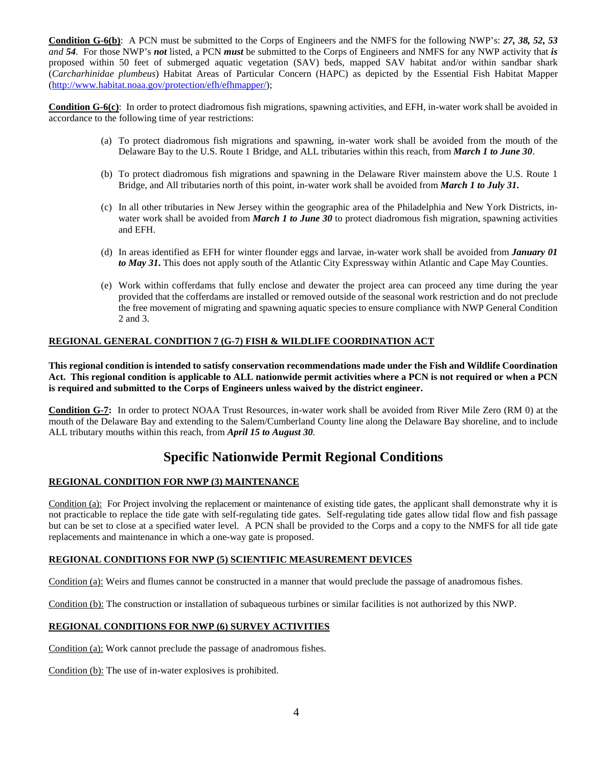**Condition G-6(b)**: A PCN must be submitted to the Corps of Engineers and the NMFS for the following NWP's: ***27, 38, 52, 53*** *and* ***54***. For those NWP's ***not*** listed, a PCN ***must*** be submitted to the Corps of Engineers and NMFS for any NWP activity that ***is*** proposed within 50 feet of submerged aquatic vegetation (SAV) beds, mapped SAV habitat and/or within sandbar shark (*Carcharhinidae plumbeus*) Habitat Areas of Particular Concern (HAPC) as depicted by the Essential Fish Habitat Mapper (http://www.habitat.noaa.gov/protection/efh/efhmapper/);

**Condition G-6(c)**: In order to protect diadromous fish migrations, spawning activities, and EFH, in-water work shall be avoided in accordance to the following time of year restrictions:

(a) To protect diadromous fish migrations and spawning, in-water work shall be avoided from the mouth of the Delaware Bay to the U.S. Route 1 Bridge, and ALL tributaries within this reach, from ***March 1 to June 30***.

(b) To protect diadromous fish migrations and spawning in the Delaware River mainstem above the U.S. Route 1 Bridge, and All tributaries north of this point, in-water work shall be avoided from ***March 1 to July 31.***

(c) In all other tributaries in New Jersey within the geographic area of the Philadelphia and New York Districts, in-water work shall be avoided from ***March 1 to June 30*** to protect diadromous fish migration, spawning activities and EFH.

(d) In areas identified as EFH for winter flounder eggs and larvae, in-water work shall be avoided from ***January 01 to May 31.*** This does not apply south of the Atlantic City Expressway within Atlantic and Cape May Counties.

(e) Work within cofferdams that fully enclose and dewater the project area can proceed any time during the year provided that the cofferdams are installed or removed outside of the seasonal work restriction and do not preclude the free movement of migrating and spawning aquatic species to ensure compliance with NWP General Condition 2 and 3.

**REGIONAL GENERAL CONDITION 7 (G-7) FISH & WILDLIFE COORDINATION ACT**

**This regional condition is intended to satisfy conservation recommendations made under the Fish and Wildlife Coordination Act. This regional condition is applicable to ALL nationwide permit activities where a PCN is not required or when a PCN is required and submitted to the Corps of Engineers unless waived by the district engineer.**

**Condition G-7:** In order to protect NOAA Trust Resources, in-water work shall be avoided from River Mile Zero (RM 0) at the mouth of the Delaware Bay and extending to the Salem/Cumberland County line along the Delaware Bay shoreline, and to include ALL tributary mouths within this reach, from ***April 15 to August 30***.

# Specific Nationwide Permit Regional Conditions

**REGIONAL CONDITION FOR NWP (3) MAINTENANCE**

Condition (a): For Project involving the replacement or maintenance of existing tide gates, the applicant shall demonstrate why it is not practicable to replace the tide gate with self-regulating tide gates. Self-regulating tide gates allow tidal flow and fish passage but can be set to close at a specified water level. A PCN shall be provided to the Corps and a copy to the NMFS for all tide gate replacements and maintenance in which a one-way gate is proposed.

**REGIONAL CONDITIONS FOR NWP (5) SCIENTIFIC MEASUREMENT DEVICES**

Condition (a): Weirs and flumes cannot be constructed in a manner that would preclude the passage of anadromous fishes.

Condition (b): The construction or installation of subaqueous turbines or similar facilities is not authorized by this NWP.

**REGIONAL CONDITIONS FOR NWP (6) SURVEY ACTIVITIES**

Condition (a): Work cannot preclude the passage of anadromous fishes.

Condition (b): The use of in-water explosives is prohibited.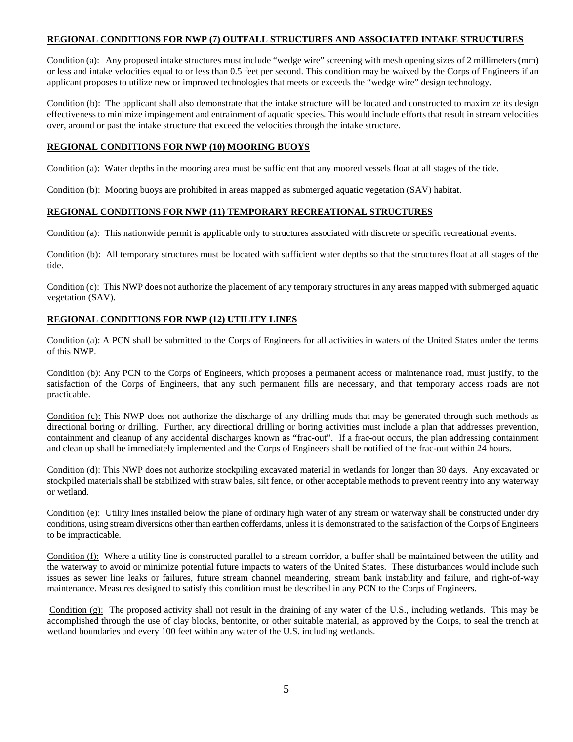## REGIONAL CONDITIONS FOR NWP (7) OUTFALL STRUCTURES AND ASSOCIATED INTAKE STRUCTURES

Condition (a): Any proposed intake structures must include "wedge wire" screening with mesh opening sizes of 2 millimeters (mm) or less and intake velocities equal to or less than 0.5 feet per second. This condition may be waived by the Corps of Engineers if an applicant proposes to utilize new or improved technologies that meets or exceeds the "wedge wire" design technology.

Condition (b): The applicant shall also demonstrate that the intake structure will be located and constructed to maximize its design effectiveness to minimize impingement and entrainment of aquatic species. This would include efforts that result in stream velocities over, around or past the intake structure that exceed the velocities through the intake structure.

## REGIONAL CONDITIONS FOR NWP (10) MOORING BUOYS

Condition (a): Water depths in the mooring area must be sufficient that any moored vessels float at all stages of the tide.

Condition (b): Mooring buoys are prohibited in areas mapped as submerged aquatic vegetation (SAV) habitat.

## REGIONAL CONDITIONS FOR NWP (11) TEMPORARY RECREATIONAL STRUCTURES

Condition (a): This nationwide permit is applicable only to structures associated with discrete or specific recreational events.

Condition (b): All temporary structures must be located with sufficient water depths so that the structures float at all stages of the tide.

Condition (c): This NWP does not authorize the placement of any temporary structures in any areas mapped with submerged aquatic vegetation (SAV).

## REGIONAL CONDITIONS FOR NWP (12) UTILITY LINES

Condition (a): A PCN shall be submitted to the Corps of Engineers for all activities in waters of the United States under the terms of this NWP.

Condition (b): Any PCN to the Corps of Engineers, which proposes a permanent access or maintenance road, must justify, to the satisfaction of the Corps of Engineers, that any such permanent fills are necessary, and that temporary access roads are not practicable.

Condition (c): This NWP does not authorize the discharge of any drilling muds that may be generated through such methods as directional boring or drilling. Further, any directional drilling or boring activities must include a plan that addresses prevention, containment and cleanup of any accidental discharges known as "frac-out". If a frac-out occurs, the plan addressing containment and clean up shall be immediately implemented and the Corps of Engineers shall be notified of the frac-out within 24 hours.

Condition (d): This NWP does not authorize stockpiling excavated material in wetlands for longer than 30 days. Any excavated or stockpiled materials shall be stabilized with straw bales, silt fence, or other acceptable methods to prevent reentry into any waterway or wetland.

Condition (e): Utility lines installed below the plane of ordinary high water of any stream or waterway shall be constructed under dry conditions, using stream diversions other than earthen cofferdams, unless it is demonstrated to the satisfaction of the Corps of Engineers to be impracticable.

Condition (f): Where a utility line is constructed parallel to a stream corridor, a buffer shall be maintained between the utility and the waterway to avoid or minimize potential future impacts to waters of the United States. These disturbances would include such issues as sewer line leaks or failures, future stream channel meandering, stream bank instability and failure, and right-of-way maintenance. Measures designed to satisfy this condition must be described in any PCN to the Corps of Engineers.

Condition (g): The proposed activity shall not result in the draining of any water of the U.S., including wetlands. This may be accomplished through the use of clay blocks, bentonite, or other suitable material, as approved by the Corps, to seal the trench at wetland boundaries and every 100 feet within any water of the U.S. including wetlands.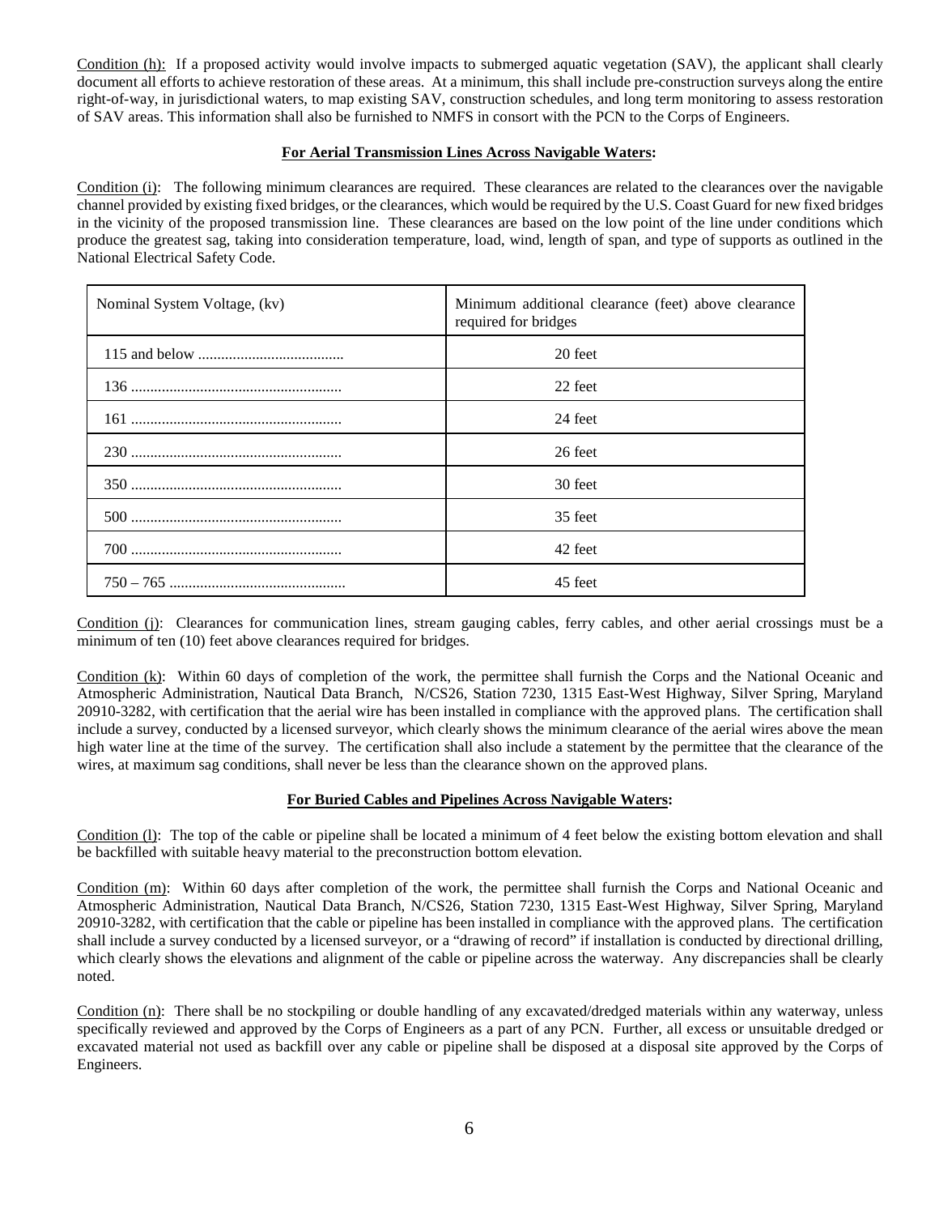Condition (h): If a proposed activity would involve impacts to submerged aquatic vegetation (SAV), the applicant shall clearly document all efforts to achieve restoration of these areas. At a minimum, this shall include pre-construction surveys along the entire right-of-way, in jurisdictional waters, to map existing SAV, construction schedules, and long term monitoring to assess restoration of SAV areas. This information shall also be furnished to NMFS in consort with the PCN to the Corps of Engineers.

**For Aerial Transmission Lines Across Navigable Waters:**

Condition (i): The following minimum clearances are required. These clearances are related to the clearances over the navigable channel provided by existing fixed bridges, or the clearances, which would be required by the U.S. Coast Guard for new fixed bridges in the vicinity of the proposed transmission line. These clearances are based on the low point of the line under conditions which produce the greatest sag, taking into consideration temperature, load, wind, length of span, and type of supports as outlined in the National Electrical Safety Code.

| Nominal System Voltage, (kv) | Minimum additional clearance (feet) above clearance required for bridges |
|---|---|
| 115 and below ...................................... | 20 feet |
| 136 ....................................................... | 22 feet |
| 161 ....................................................... | 24 feet |
| 230 ....................................................... | 26 feet |
| 350 ....................................................... | 30 feet |
| 500 ....................................................... | 35 feet |
| 700 ....................................................... | 42 feet |
| 750 – 765 .............................................. | 45 feet |

Condition (j): Clearances for communication lines, stream gauging cables, ferry cables, and other aerial crossings must be a minimum of ten (10) feet above clearances required for bridges.

Condition (k): Within 60 days of completion of the work, the permittee shall furnish the Corps and the National Oceanic and Atmospheric Administration, Nautical Data Branch, N/CS26, Station 7230, 1315 East-West Highway, Silver Spring, Maryland 20910-3282, with certification that the aerial wire has been installed in compliance with the approved plans. The certification shall include a survey, conducted by a licensed surveyor, which clearly shows the minimum clearance of the aerial wires above the mean high water line at the time of the survey. The certification shall also include a statement by the permittee that the clearance of the wires, at maximum sag conditions, shall never be less than the clearance shown on the approved plans.

**For Buried Cables and Pipelines Across Navigable Waters:**

Condition (l): The top of the cable or pipeline shall be located a minimum of 4 feet below the existing bottom elevation and shall be backfilled with suitable heavy material to the preconstruction bottom elevation.

Condition (m): Within 60 days after completion of the work, the permittee shall furnish the Corps and National Oceanic and Atmospheric Administration, Nautical Data Branch, N/CS26, Station 7230, 1315 East-West Highway, Silver Spring, Maryland 20910-3282, with certification that the cable or pipeline has been installed in compliance with the approved plans. The certification shall include a survey conducted by a licensed surveyor, or a "drawing of record" if installation is conducted by directional drilling, which clearly shows the elevations and alignment of the cable or pipeline across the waterway. Any discrepancies shall be clearly noted.

Condition (n): There shall be no stockpiling or double handling of any excavated/dredged materials within any waterway, unless specifically reviewed and approved by the Corps of Engineers as a part of any PCN. Further, all excess or unsuitable dredged or excavated material not used as backfill over any cable or pipeline shall be disposed at a disposal site approved by the Corps of Engineers.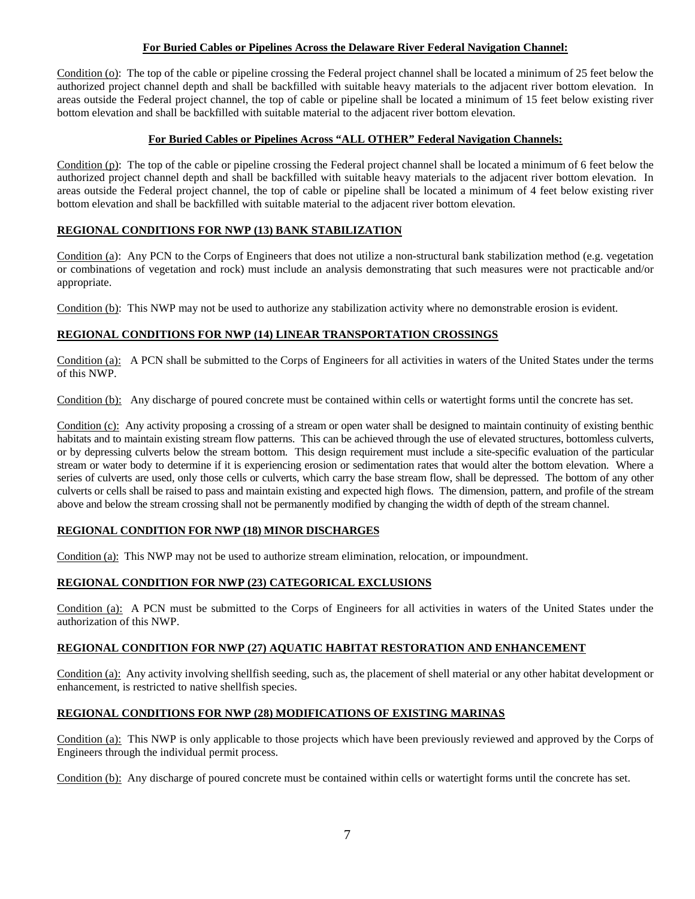**For Buried Cables or Pipelines Across the Delaware River Federal Navigation Channel:**

Condition (o): The top of the cable or pipeline crossing the Federal project channel shall be located a minimum of 25 feet below the authorized project channel depth and shall be backfilled with suitable heavy materials to the adjacent river bottom elevation. In areas outside the Federal project channel, the top of cable or pipeline shall be located a minimum of 15 feet below existing river bottom elevation and shall be backfilled with suitable material to the adjacent river bottom elevation.

**For Buried Cables or Pipelines Across "ALL OTHER" Federal Navigation Channels:**

Condition (p): The top of the cable or pipeline crossing the Federal project channel shall be located a minimum of 6 feet below the authorized project channel depth and shall be backfilled with suitable heavy materials to the adjacent river bottom elevation. In areas outside the Federal project channel, the top of cable or pipeline shall be located a minimum of 4 feet below existing river bottom elevation and shall be backfilled with suitable material to the adjacent river bottom elevation.

**REGIONAL CONDITIONS FOR NWP (13) BANK STABILIZATION**

Condition (a): Any PCN to the Corps of Engineers that does not utilize a non-structural bank stabilization method (e.g. vegetation or combinations of vegetation and rock) must include an analysis demonstrating that such measures were not practicable and/or appropriate.

Condition (b): This NWP may not be used to authorize any stabilization activity where no demonstrable erosion is evident.

**REGIONAL CONDITIONS FOR NWP (14) LINEAR TRANSPORTATION CROSSINGS**

Condition (a): A PCN shall be submitted to the Corps of Engineers for all activities in waters of the United States under the terms of this NWP.

Condition (b): Any discharge of poured concrete must be contained within cells or watertight forms until the concrete has set.

Condition (c): Any activity proposing a crossing of a stream or open water shall be designed to maintain continuity of existing benthic habitats and to maintain existing stream flow patterns. This can be achieved through the use of elevated structures, bottomless culverts, or by depressing culverts below the stream bottom. This design requirement must include a site-specific evaluation of the particular stream or water body to determine if it is experiencing erosion or sedimentation rates that would alter the bottom elevation. Where a series of culverts are used, only those cells or culverts, which carry the base stream flow, shall be depressed. The bottom of any other culverts or cells shall be raised to pass and maintain existing and expected high flows. The dimension, pattern, and profile of the stream above and below the stream crossing shall not be permanently modified by changing the width of depth of the stream channel.

**REGIONAL CONDITION FOR NWP (18) MINOR DISCHARGES**

Condition (a): This NWP may not be used to authorize stream elimination, relocation, or impoundment.

**REGIONAL CONDITION FOR NWP (23) CATEGORICAL EXCLUSIONS**

Condition (a): A PCN must be submitted to the Corps of Engineers for all activities in waters of the United States under the authorization of this NWP.

**REGIONAL CONDITION FOR NWP (27) AQUATIC HABITAT RESTORATION AND ENHANCEMENT**

Condition (a): Any activity involving shellfish seeding, such as, the placement of shell material or any other habitat development or enhancement, is restricted to native shellfish species.

**REGIONAL CONDITIONS FOR NWP (28) MODIFICATIONS OF EXISTING MARINAS**

Condition (a): This NWP is only applicable to those projects which have been previously reviewed and approved by the Corps of Engineers through the individual permit process.

Condition (b): Any discharge of poured concrete must be contained within cells or watertight forms until the concrete has set.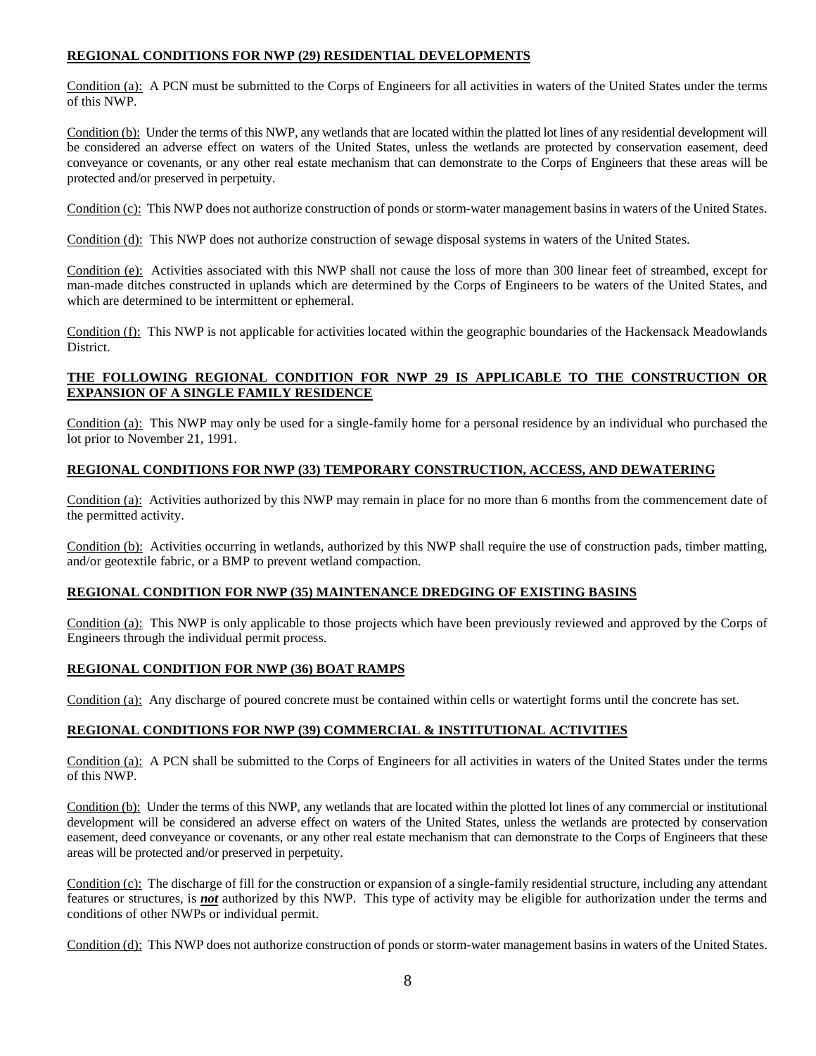**REGIONAL CONDITIONS FOR NWP (29) RESIDENTIAL DEVELOPMENTS**

Condition (a): A PCN must be submitted to the Corps of Engineers for all activities in waters of the United States under the terms of this NWP.

Condition (b): Under the terms of this NWP, any wetlands that are located within the platted lot lines of any residential development will be considered an adverse effect on waters of the United States, unless the wetlands are protected by conservation easement, deed conveyance or covenants, or any other real estate mechanism that can demonstrate to the Corps of Engineers that these areas will be protected and/or preserved in perpetuity.

Condition (c): This NWP does not authorize construction of ponds or storm-water management basins in waters of the United States.

Condition (d): This NWP does not authorize construction of sewage disposal systems in waters of the United States.

Condition (e): Activities associated with this NWP shall not cause the loss of more than 300 linear feet of streambed, except for man-made ditches constructed in uplands which are determined by the Corps of Engineers to be waters of the United States, and which are determined to be intermittent or ephemeral.

Condition (f): This NWP is not applicable for activities located within the geographic boundaries of the Hackensack Meadowlands District.

**THE FOLLOWING REGIONAL CONDITION FOR NWP 29 IS APPLICABLE TO THE CONSTRUCTION OR EXPANSION OF A SINGLE FAMILY RESIDENCE**

Condition (a): This NWP may only be used for a single-family home for a personal residence by an individual who purchased the lot prior to November 21, 1991.

**REGIONAL CONDITIONS FOR NWP (33) TEMPORARY CONSTRUCTION, ACCESS, AND DEWATERING**

Condition (a): Activities authorized by this NWP may remain in place for no more than 6 months from the commencement date of the permitted activity.

Condition (b): Activities occurring in wetlands, authorized by this NWP shall require the use of construction pads, timber matting, and/or geotextile fabric, or a BMP to prevent wetland compaction.

**REGIONAL CONDITION FOR NWP (35) MAINTENANCE DREDGING OF EXISTING BASINS**

Condition (a): This NWP is only applicable to those projects which have been previously reviewed and approved by the Corps of Engineers through the individual permit process.

**REGIONAL CONDITION FOR NWP (36) BOAT RAMPS**

Condition (a): Any discharge of poured concrete must be contained within cells or watertight forms until the concrete has set.

**REGIONAL CONDITIONS FOR NWP (39) COMMERCIAL & INSTITUTIONAL ACTIVITIES**

Condition (a): A PCN shall be submitted to the Corps of Engineers for all activities in waters of the United States under the terms of this NWP.

Condition (b): Under the terms of this NWP, any wetlands that are located within the plotted lot lines of any commercial or institutional development will be considered an adverse effect on waters of the United States, unless the wetlands are protected by conservation easement, deed conveyance or covenants, or any other real estate mechanism that can demonstrate to the Corps of Engineers that these areas will be protected and/or preserved in perpetuity.

Condition (c): The discharge of fill for the construction or expansion of a single-family residential structure, including any attendant features or structures, is ***not*** authorized by this NWP. This type of activity may be eligible for authorization under the terms and conditions of other NWPs or individual permit.

Condition (d): This NWP does not authorize construction of ponds or storm-water management basins in waters of the United States.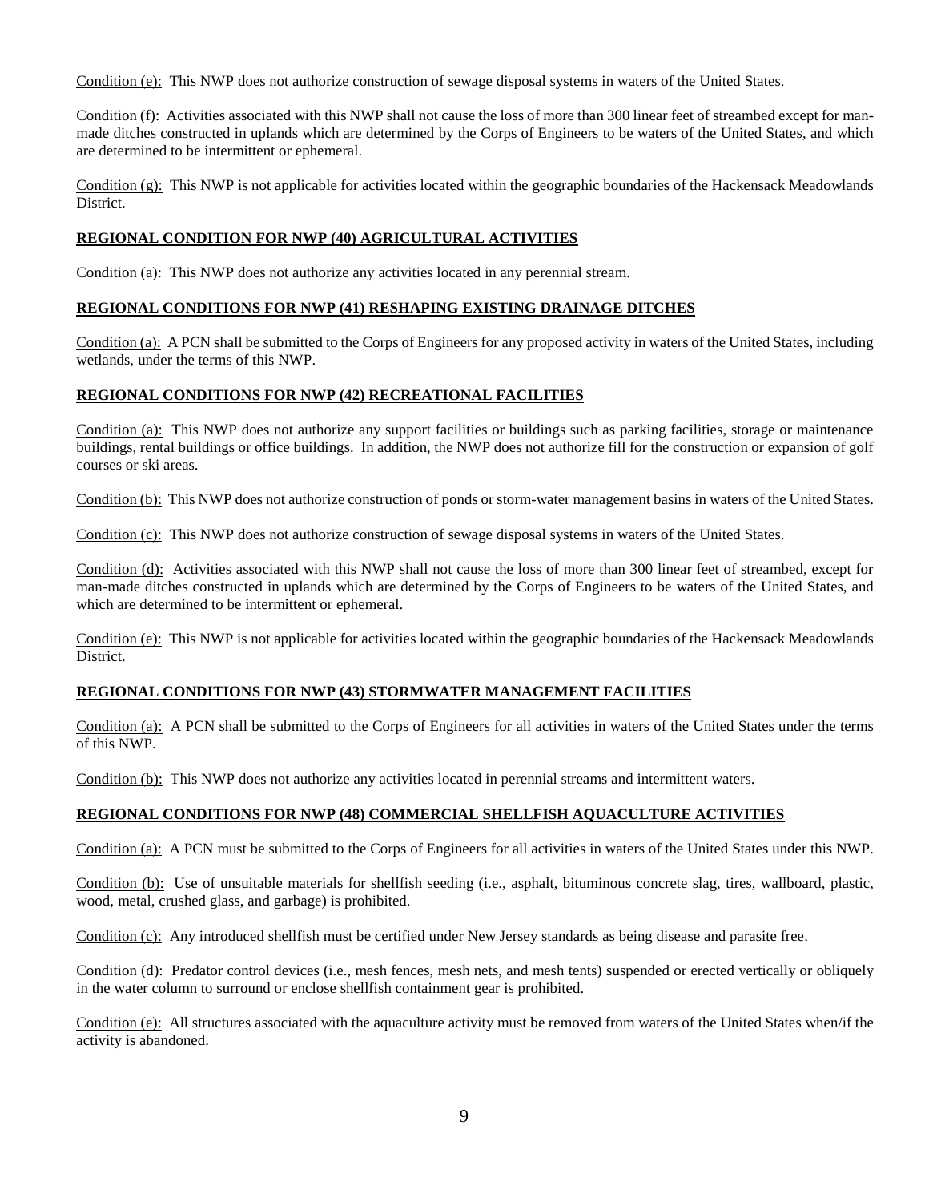Condition (e): This NWP does not authorize construction of sewage disposal systems in waters of the United States.

Condition (f): Activities associated with this NWP shall not cause the loss of more than 300 linear feet of streambed except for man-made ditches constructed in uplands which are determined by the Corps of Engineers to be waters of the United States, and which are determined to be intermittent or ephemeral.

Condition (g): This NWP is not applicable for activities located within the geographic boundaries of the Hackensack Meadowlands District.

**REGIONAL CONDITION FOR NWP (40) AGRICULTURAL ACTIVITIES**

Condition (a): This NWP does not authorize any activities located in any perennial stream.

**REGIONAL CONDITIONS FOR NWP (41) RESHAPING EXISTING DRAINAGE DITCHES**

Condition (a): A PCN shall be submitted to the Corps of Engineers for any proposed activity in waters of the United States, including wetlands, under the terms of this NWP.

**REGIONAL CONDITIONS FOR NWP (42) RECREATIONAL FACILITIES**

Condition (a): This NWP does not authorize any support facilities or buildings such as parking facilities, storage or maintenance buildings, rental buildings or office buildings. In addition, the NWP does not authorize fill for the construction or expansion of golf courses or ski areas.

Condition (b): This NWP does not authorize construction of ponds or storm-water management basins in waters of the United States.

Condition (c): This NWP does not authorize construction of sewage disposal systems in waters of the United States.

Condition (d): Activities associated with this NWP shall not cause the loss of more than 300 linear feet of streambed, except for man-made ditches constructed in uplands which are determined by the Corps of Engineers to be waters of the United States, and which are determined to be intermittent or ephemeral.

Condition (e): This NWP is not applicable for activities located within the geographic boundaries of the Hackensack Meadowlands District.

**REGIONAL CONDITIONS FOR NWP (43) STORMWATER MANAGEMENT FACILITIES**

Condition (a): A PCN shall be submitted to the Corps of Engineers for all activities in waters of the United States under the terms of this NWP.

Condition (b): This NWP does not authorize any activities located in perennial streams and intermittent waters.

**REGIONAL CONDITIONS FOR NWP (48) COMMERCIAL SHELLFISH AQUACULTURE ACTIVITIES**

Condition (a): A PCN must be submitted to the Corps of Engineers for all activities in waters of the United States under this NWP.

Condition (b): Use of unsuitable materials for shellfish seeding (i.e., asphalt, bituminous concrete slag, tires, wallboard, plastic, wood, metal, crushed glass, and garbage) is prohibited.

Condition (c): Any introduced shellfish must be certified under New Jersey standards as being disease and parasite free.

Condition (d): Predator control devices (i.e., mesh fences, mesh nets, and mesh tents) suspended or erected vertically or obliquely in the water column to surround or enclose shellfish containment gear is prohibited.

Condition (e): All structures associated with the aquaculture activity must be removed from waters of the United States when/if the activity is abandoned.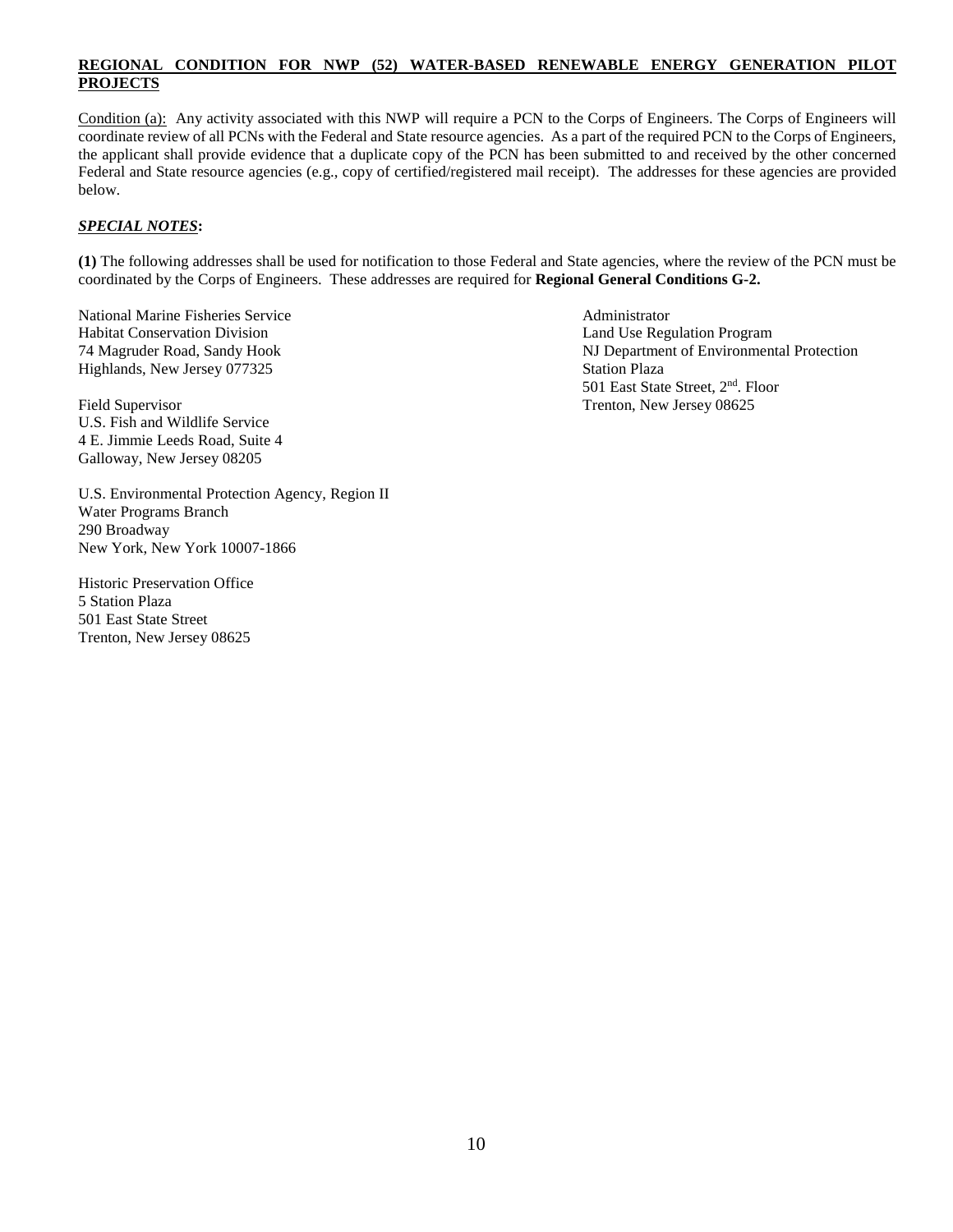## REGIONAL CONDITION FOR NWP (52) WATER-BASED RENEWABLE ENERGY GENERATION PILOT PROJECTS

Condition (a): Any activity associated with this NWP will require a PCN to the Corps of Engineers. The Corps of Engineers will coordinate review of all PCNs with the Federal and State resource agencies. As a part of the required PCN to the Corps of Engineers, the applicant shall provide evidence that a duplicate copy of the PCN has been submitted to and received by the other concerned Federal and State resource agencies (e.g., copy of certified/registered mail receipt). The addresses for these agencies are provided below.

***SPECIAL NOTES*:**

**(1)** The following addresses shall be used for notification to those Federal and State agencies, where the review of the PCN must be coordinated by the Corps of Engineers. These addresses are required for **Regional General Conditions G-2.**

National Marine Fisheries Service
Habitat Conservation Division
74 Magruder Road, Sandy Hook
Highlands, New Jersey 077325

Field Supervisor
U.S. Fish and Wildlife Service
4 E. Jimmie Leeds Road, Suite 4
Galloway, New Jersey 08205

U.S. Environmental Protection Agency, Region II
Water Programs Branch
290 Broadway
New York, New York 10007-1866

Historic Preservation Office
5 Station Plaza
501 East State Street
Trenton, New Jersey 08625

Administrator
Land Use Regulation Program
NJ Department of Environmental Protection
Station Plaza
501 East State Street, 2nd. Floor
Trenton, New Jersey 08625